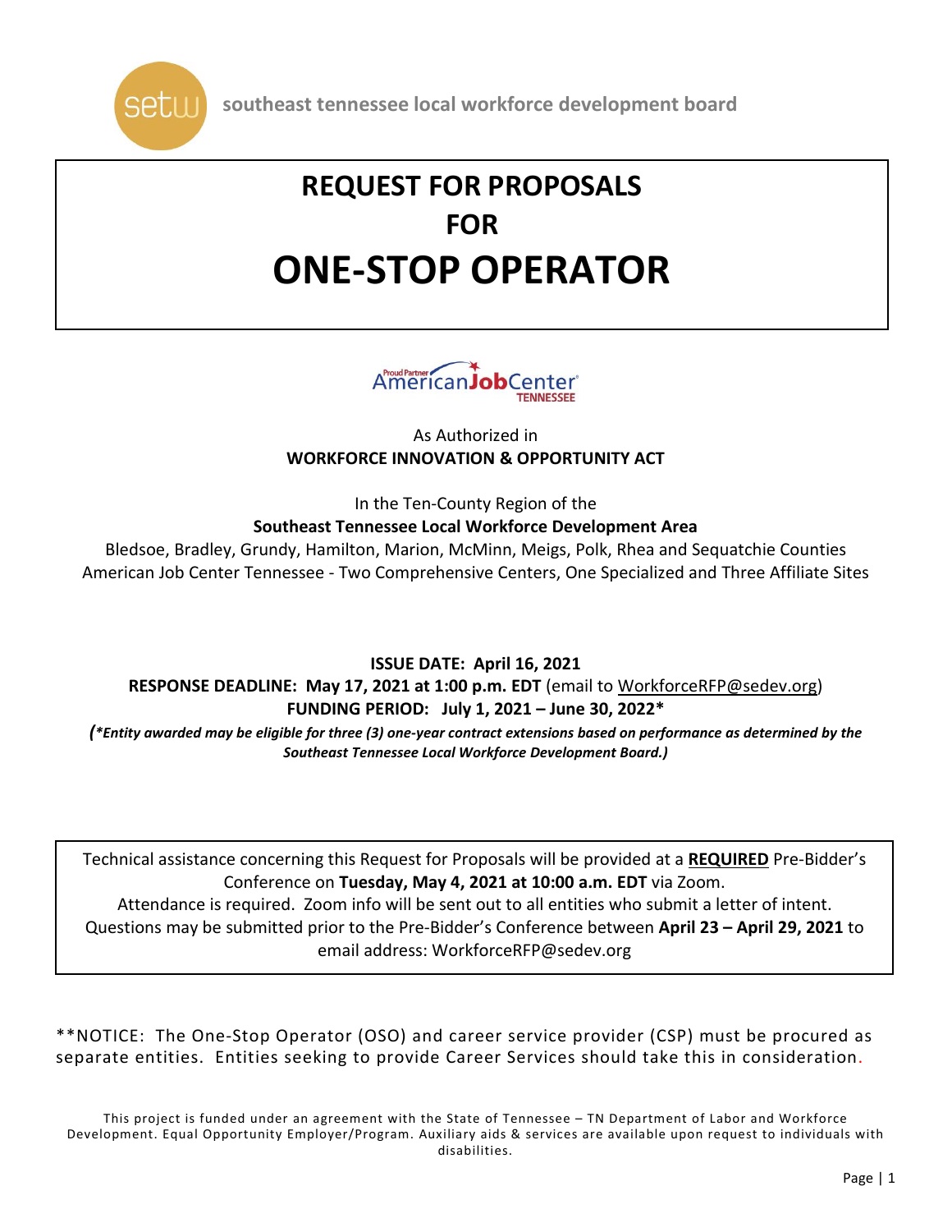setw southeast tennessee local workforce development board

# REQUEST FOR PROPOSALS FOR ONE-STOP OPERATOR

Proud Partner AmericanJobCenter TENNESSEE

As Authorized in
**WORKFORCE INNOVATION & OPPORTUNITY ACT**

In the Ten-County Region of the
**Southeast Tennessee Local Workforce Development Area**
Bledsoe, Bradley, Grundy, Hamilton, Marion, McMinn, Meigs, Polk, Rhea and Sequatchie Counties
American Job Center Tennessee - Two Comprehensive Centers, One Specialized and Three Affiliate Sites

**ISSUE DATE: April 16, 2021**
**RESPONSE DEADLINE: May 17, 2021 at 1:00 p.m. EDT** (email to WorkforceRFP@sedev.org)
**FUNDING PERIOD: July 1, 2021 – June 30, 2022***
***(*Entity awarded may be eligible for three (3) one-year contract extensions based on performance as determined by the Southeast Tennessee Local Workforce Development Board.)***

Technical assistance concerning this Request for Proposals will be provided at a **REQUIRED** Pre-Bidder's Conference on **Tuesday, May 4, 2021 at 10:00 a.m. EDT** via Zoom.
Attendance is required. Zoom info will be sent out to all entities who submit a letter of intent.
Questions may be submitted prior to the Pre-Bidder's Conference between **April 23 – April 29, 2021** to email address: WorkforceRFP@sedev.org

**NOTICE: The One-Stop Operator (OSO) and career service provider (CSP) must be procured as separate entities. Entities seeking to provide Career Services should take this in consideration.

This project is funded under an agreement with the State of Tennessee – TN Department of Labor and Workforce Development. Equal Opportunity Employer/Program. Auxiliary aids & services are available upon request to individuals with disabilities.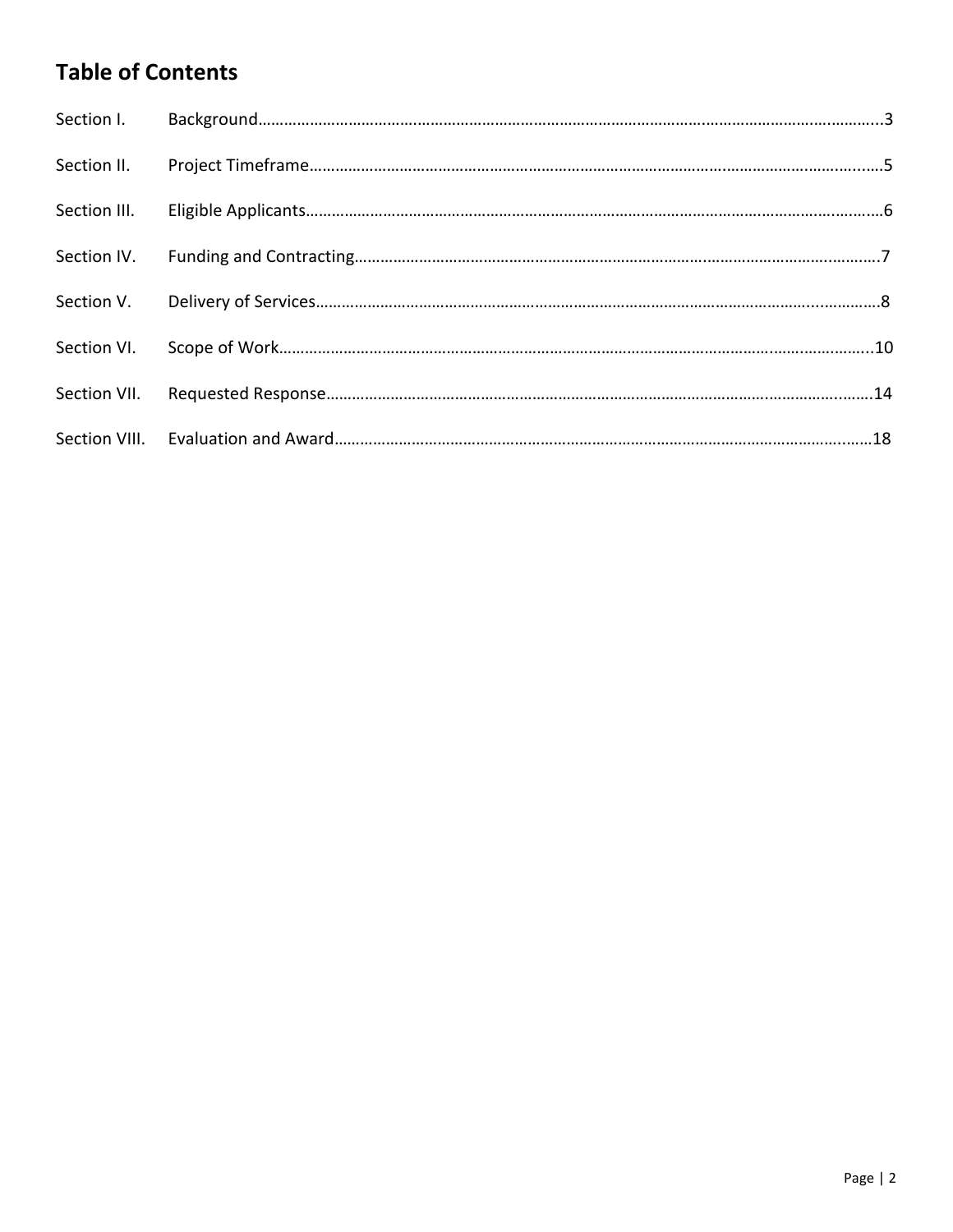## Table of Contents

| | | |
|---|---|---|
| Section I. | Background | 3 |
| Section II. | Project Timeframe | 5 |
| Section III. | Eligible Applicants | 6 |
| Section IV. | Funding and Contracting | 7 |
| Section V. | Delivery of Services | 8 |
| Section VI. | Scope of Work | 10 |
| Section VII. | Requested Response | 14 |
| Section VIII. | Evaluation and Award | 18 |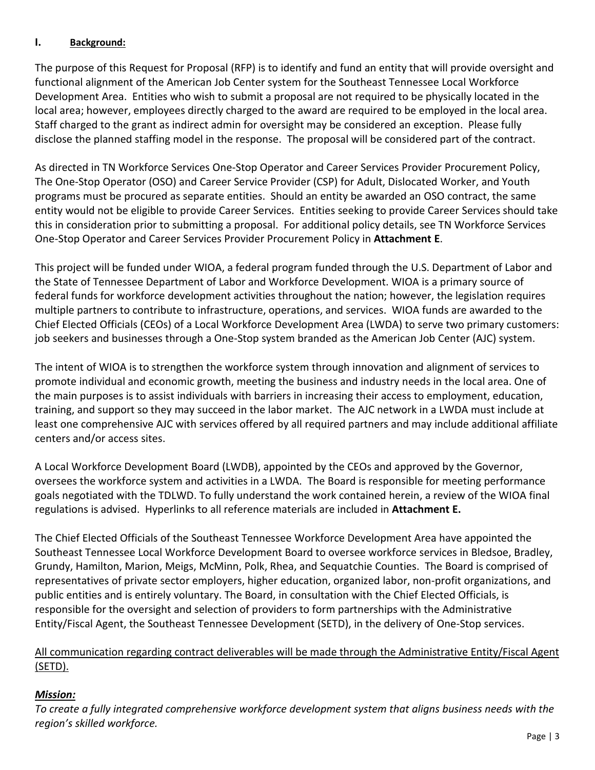## I. Background:

The purpose of this Request for Proposal (RFP) is to identify and fund an entity that will provide oversight and functional alignment of the American Job Center system for the Southeast Tennessee Local Workforce Development Area. Entities who wish to submit a proposal are not required to be physically located in the local area; however, employees directly charged to the award are required to be employed in the local area. Staff charged to the grant as indirect admin for oversight may be considered an exception. Please fully disclose the planned staffing model in the response. The proposal will be considered part of the contract.

As directed in TN Workforce Services One-Stop Operator and Career Services Provider Procurement Policy, The One-Stop Operator (OSO) and Career Service Provider (CSP) for Adult, Dislocated Worker, and Youth programs must be procured as separate entities. Should an entity be awarded an OSO contract, the same entity would not be eligible to provide Career Services. Entities seeking to provide Career Services should take this in consideration prior to submitting a proposal. For additional policy details, see TN Workforce Services One-Stop Operator and Career Services Provider Procurement Policy in **Attachment E**.

This project will be funded under WIOA, a federal program funded through the U.S. Department of Labor and the State of Tennessee Department of Labor and Workforce Development. WIOA is a primary source of federal funds for workforce development activities throughout the nation; however, the legislation requires multiple partners to contribute to infrastructure, operations, and services. WIOA funds are awarded to the Chief Elected Officials (CEOs) of a Local Workforce Development Area (LWDA) to serve two primary customers: job seekers and businesses through a One-Stop system branded as the American Job Center (AJC) system.

The intent of WIOA is to strengthen the workforce system through innovation and alignment of services to promote individual and economic growth, meeting the business and industry needs in the local area. One of the main purposes is to assist individuals with barriers in increasing their access to employment, education, training, and support so they may succeed in the labor market. The AJC network in a LWDA must include at least one comprehensive AJC with services offered by all required partners and may include additional affiliate centers and/or access sites.

A Local Workforce Development Board (LWDB), appointed by the CEOs and approved by the Governor, oversees the workforce system and activities in a LWDA. The Board is responsible for meeting performance goals negotiated with the TDLWD. To fully understand the work contained herein, a review of the WIOA final regulations is advised. Hyperlinks to all reference materials are included in **Attachment E.**

The Chief Elected Officials of the Southeast Tennessee Workforce Development Area have appointed the Southeast Tennessee Local Workforce Development Board to oversee workforce services in Bledsoe, Bradley, Grundy, Hamilton, Marion, Meigs, McMinn, Polk, Rhea, and Sequatchie Counties. The Board is comprised of representatives of private sector employers, higher education, organized labor, non-profit organizations, and public entities and is entirely voluntary. The Board, in consultation with the Chief Elected Officials, is responsible for the oversight and selection of providers to form partnerships with the Administrative Entity/Fiscal Agent, the Southeast Tennessee Development (SETD), in the delivery of One-Stop services.

<u>All communication regarding contract deliverables will be made through the Administrative Entity/Fiscal Agent (SETD).</u>

***Mission:***

*To create a fully integrated comprehensive workforce development system that aligns business needs with the region's skilled workforce.*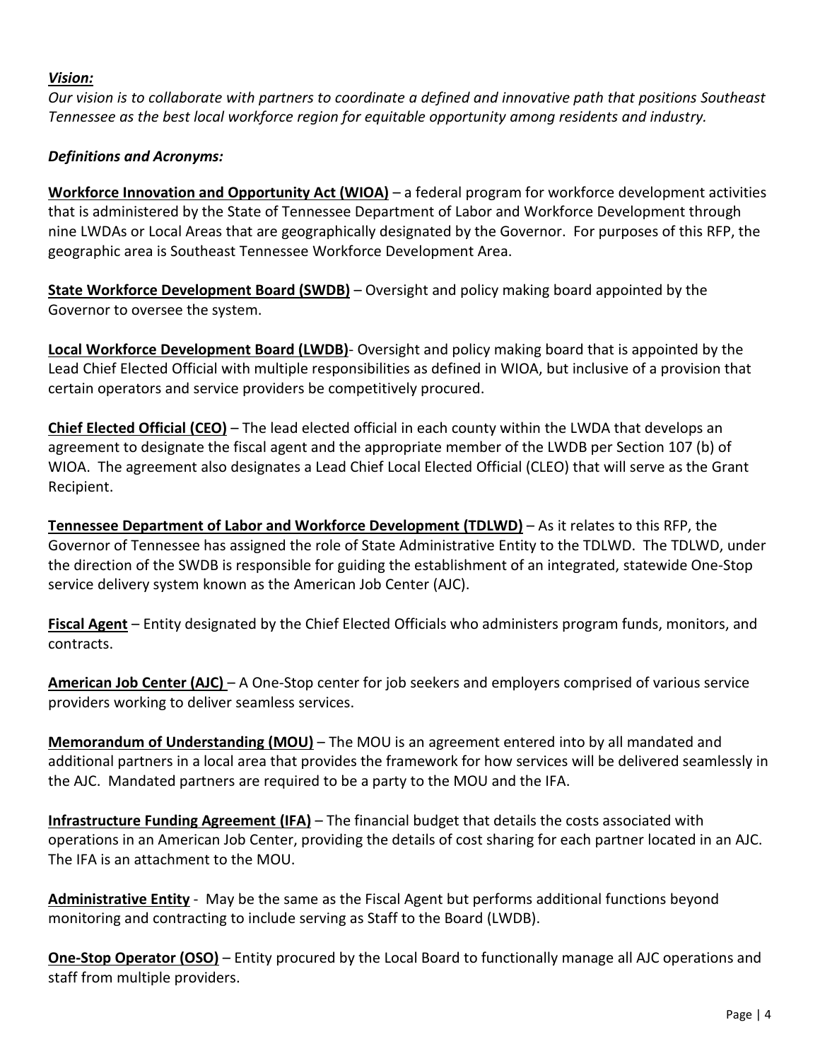***Vision:***

*Our vision is to collaborate with partners to coordinate a defined and innovative path that positions Southeast Tennessee as the best local workforce region for equitable opportunity among residents and industry.*

***Definitions and Acronyms:***

**Workforce Innovation and Opportunity Act (WIOA)** – a federal program for workforce development activities that is administered by the State of Tennessee Department of Labor and Workforce Development through nine LWDAs or Local Areas that are geographically designated by the Governor. For purposes of this RFP, the geographic area is Southeast Tennessee Workforce Development Area.

**State Workforce Development Board (SWDB)** – Oversight and policy making board appointed by the Governor to oversee the system.

**Local Workforce Development Board (LWDB)**- Oversight and policy making board that is appointed by the Lead Chief Elected Official with multiple responsibilities as defined in WIOA, but inclusive of a provision that certain operators and service providers be competitively procured.

**Chief Elected Official (CEO)** – The lead elected official in each county within the LWDA that develops an agreement to designate the fiscal agent and the appropriate member of the LWDB per Section 107 (b) of WIOA. The agreement also designates a Lead Chief Local Elected Official (CLEO) that will serve as the Grant Recipient.

**Tennessee Department of Labor and Workforce Development (TDLWD)** – As it relates to this RFP, the Governor of Tennessee has assigned the role of State Administrative Entity to the TDLWD. The TDLWD, under the direction of the SWDB is responsible for guiding the establishment of an integrated, statewide One-Stop service delivery system known as the American Job Center (AJC).

**Fiscal Agent** – Entity designated by the Chief Elected Officials who administers program funds, monitors, and contracts.

**American Job Center (AJC)** – A One-Stop center for job seekers and employers comprised of various service providers working to deliver seamless services.

**Memorandum of Understanding (MOU)** – The MOU is an agreement entered into by all mandated and additional partners in a local area that provides the framework for how services will be delivered seamlessly in the AJC. Mandated partners are required to be a party to the MOU and the IFA.

**Infrastructure Funding Agreement (IFA)** – The financial budget that details the costs associated with operations in an American Job Center, providing the details of cost sharing for each partner located in an AJC. The IFA is an attachment to the MOU.

**Administrative Entity** - May be the same as the Fiscal Agent but performs additional functions beyond monitoring and contracting to include serving as Staff to the Board (LWDB).

**One-Stop Operator (OSO)** – Entity procured by the Local Board to functionally manage all AJC operations and staff from multiple providers.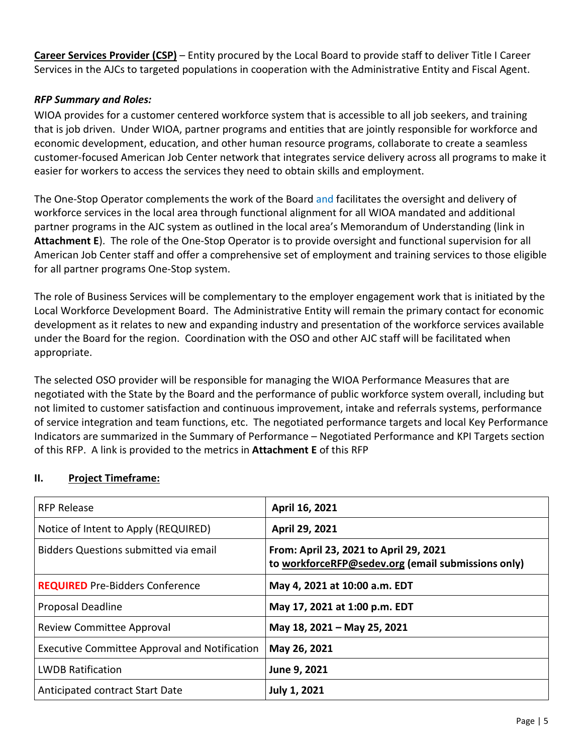**Career Services Provider (CSP)** – Entity procured by the Local Board to provide staff to deliver Title I Career Services in the AJCs to targeted populations in cooperation with the Administrative Entity and Fiscal Agent.

***RFP Summary and Roles:***

WIOA provides for a customer centered workforce system that is accessible to all job seekers, and training that is job driven. Under WIOA, partner programs and entities that are jointly responsible for workforce and economic development, education, and other human resource programs, collaborate to create a seamless customer-focused American Job Center network that integrates service delivery across all programs to make it easier for workers to access the services they need to obtain skills and employment.

The One-Stop Operator complements the work of the Board and facilitates the oversight and delivery of workforce services in the local area through functional alignment for all WIOA mandated and additional partner programs in the AJC system as outlined in the local area's Memorandum of Understanding (link in **Attachment E**). The role of the One-Stop Operator is to provide oversight and functional supervision for all American Job Center staff and offer a comprehensive set of employment and training services to those eligible for all partner programs One-Stop system.

The role of Business Services will be complementary to the employer engagement work that is initiated by the Local Workforce Development Board. The Administrative Entity will remain the primary contact for economic development as it relates to new and expanding industry and presentation of the workforce services available under the Board for the region. Coordination with the OSO and other AJC staff will be facilitated when appropriate.

The selected OSO provider will be responsible for managing the WIOA Performance Measures that are negotiated with the State by the Board and the performance of public workforce system overall, including but not limited to customer satisfaction and continuous improvement, intake and referrals systems, performance of service integration and team functions, etc. The negotiated performance targets and local Key Performance Indicators are summarized in the Summary of Performance – Negotiated Performance and KPI Targets section of this RFP. A link is provided to the metrics in **Attachment E** of this RFP

## II. Project Timeframe:

| RFP Release | **April 16, 2021** |
|---|---|
| Notice of Intent to Apply (REQUIRED) | **April 29, 2021** |
| Bidders Questions submitted via email | **From: April 23, 2021 to April 29, 2021 to workforceRFP@sedev.org (email submissions only)** |
| **REQUIRED** Pre-Bidders Conference | **May 4, 2021 at 10:00 a.m. EDT** |
| Proposal Deadline | **May 17, 2021 at 1:00 p.m. EDT** |
| Review Committee Approval | **May 18, 2021 – May 25, 2021** |
| Executive Committee Approval and Notification | **May 26, 2021** |
| LWDB Ratification | **June 9, 2021** |
| Anticipated contract Start Date | **July 1, 2021** |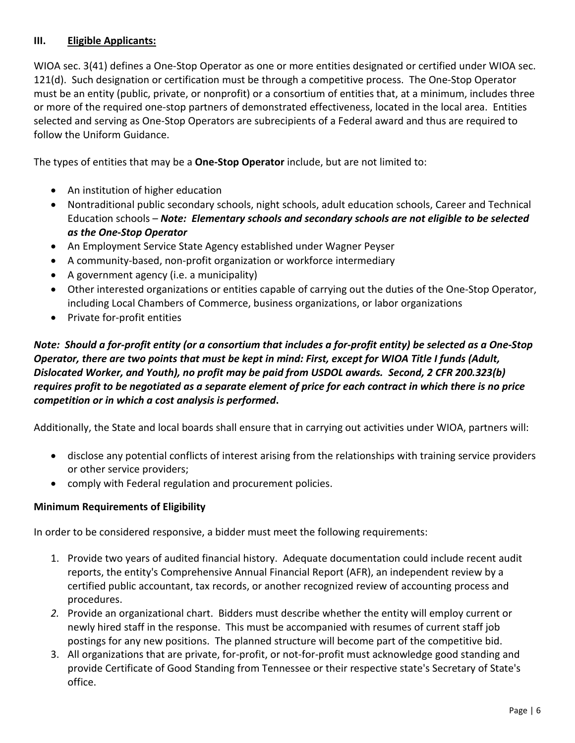### III. <u>Eligible Applicants:</u>

WIOA sec. 3(41) defines a One-Stop Operator as one or more entities designated or certified under WIOA sec. 121(d). Such designation or certification must be through a competitive process. The One-Stop Operator must be an entity (public, private, or nonprofit) or a consortium of entities that, at a minimum, includes three or more of the required one-stop partners of demonstrated effectiveness, located in the local area. Entities selected and serving as One-Stop Operators are subrecipients of a Federal award and thus are required to follow the Uniform Guidance.

The types of entities that may be a **One-Stop Operator** include, but are not limited to:

- An institution of higher education
- Nontraditional public secondary schools, night schools, adult education schools, Career and Technical Education schools – ***Note: Elementary schools and secondary schools are not eligible to be selected as the One-Stop Operator***
- An Employment Service State Agency established under Wagner Peyser
- A community-based, non-profit organization or workforce intermediary
- A government agency (i.e. a municipality)
- Other interested organizations or entities capable of carrying out the duties of the One-Stop Operator, including Local Chambers of Commerce, business organizations, or labor organizations
- Private for-profit entities

***Note: Should a for-profit entity (or a consortium that includes a for-profit entity) be selected as a One-Stop Operator, there are two points that must be kept in mind: First, except for WIOA Title I funds (Adult, Dislocated Worker, and Youth), no profit may be paid from USDOL awards. Second, 2 CFR 200.323(b) requires profit to be negotiated as a separate element of price for each contract in which there is no price competition or in which a cost analysis is performed*****.**

Additionally, the State and local boards shall ensure that in carrying out activities under WIOA, partners will:

- disclose any potential conflicts of interest arising from the relationships with training service providers or other service providers;
- comply with Federal regulation and procurement policies.

**Minimum Requirements of Eligibility**

In order to be considered responsive, a bidder must meet the following requirements:

1. Provide two years of audited financial history. Adequate documentation could include recent audit reports, the entity's Comprehensive Annual Financial Report (AFR), an independent review by a certified public accountant, tax records, or another recognized review of accounting process and procedures.
2. Provide an organizational chart. Bidders must describe whether the entity will employ current or newly hired staff in the response. This must be accompanied with resumes of current staff job postings for any new positions. The planned structure will become part of the competitive bid.
3. All organizations that are private, for-profit, or not-for-profit must acknowledge good standing and provide Certificate of Good Standing from Tennessee or their respective state's Secretary of State's office.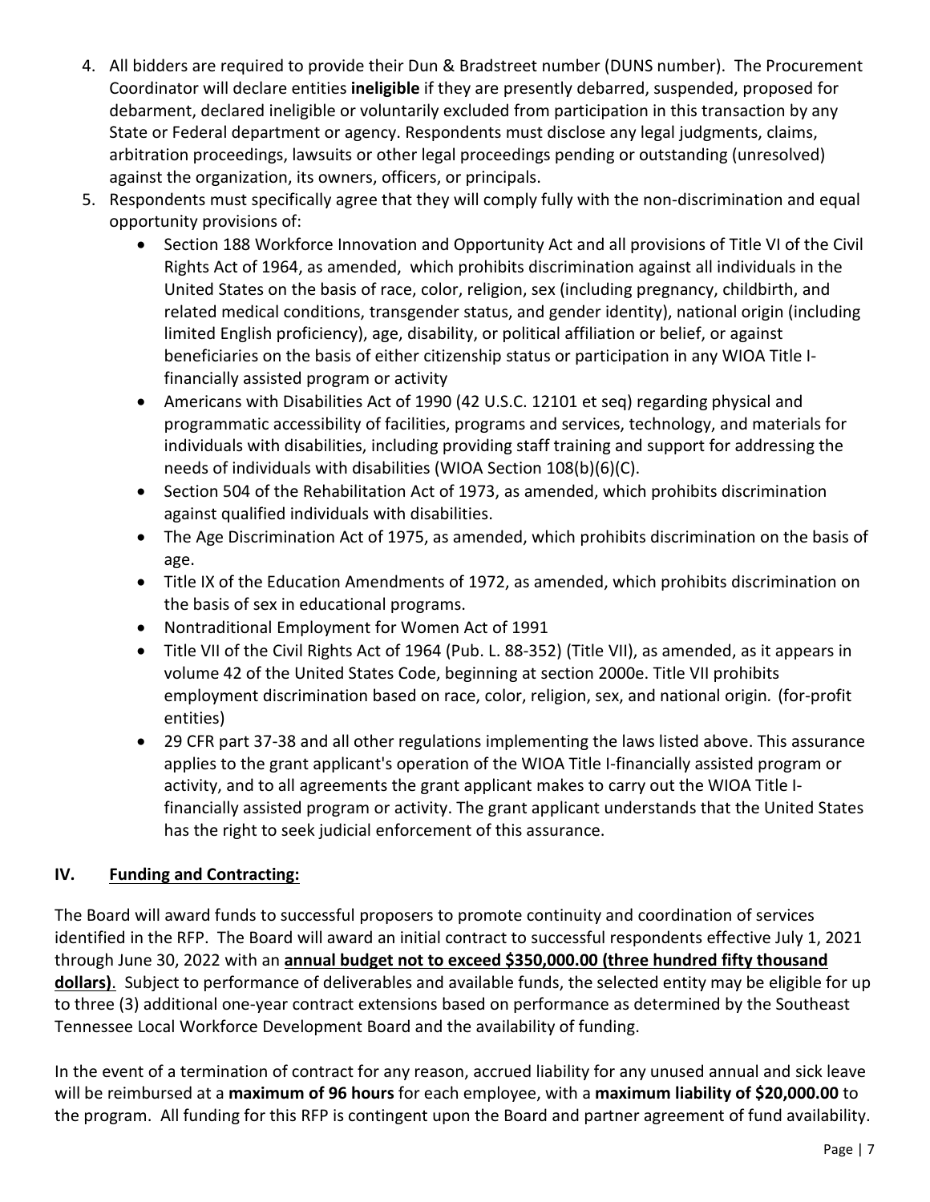4. All bidders are required to provide their Dun & Bradstreet number (DUNS number). The Procurement Coordinator will declare entities **ineligible** if they are presently debarred, suspended, proposed for debarment, declared ineligible or voluntarily excluded from participation in this transaction by any State or Federal department or agency. Respondents must disclose any legal judgments, claims, arbitration proceedings, lawsuits or other legal proceedings pending or outstanding (unresolved) against the organization, its owners, officers, or principals.
5. Respondents must specifically agree that they will comply fully with the non-discrimination and equal opportunity provisions of:
   - Section 188 Workforce Innovation and Opportunity Act and all provisions of Title VI of the Civil Rights Act of 1964, as amended, which prohibits discrimination against all individuals in the United States on the basis of race, color, religion, sex (including pregnancy, childbirth, and related medical conditions, transgender status, and gender identity), national origin (including limited English proficiency), age, disability, or political affiliation or belief, or against beneficiaries on the basis of either citizenship status or participation in any WIOA Title I-financially assisted program or activity
   - Americans with Disabilities Act of 1990 (42 U.S.C. 12101 et seq) regarding physical and programmatic accessibility of facilities, programs and services, technology, and materials for individuals with disabilities, including providing staff training and support for addressing the needs of individuals with disabilities (WIOA Section 108(b)(6)(C).
   - Section 504 of the Rehabilitation Act of 1973, as amended, which prohibits discrimination against qualified individuals with disabilities.
   - The Age Discrimination Act of 1975, as amended, which prohibits discrimination on the basis of age.
   - Title IX of the Education Amendments of 1972, as amended, which prohibits discrimination on the basis of sex in educational programs.
   - Nontraditional Employment for Women Act of 1991
   - Title VII of the Civil Rights Act of 1964 (Pub. L. 88-352) (Title VII), as amended, as it appears in volume 42 of the United States Code, beginning at section 2000e. Title VII prohibits employment discrimination based on race, color, religion, sex, and national origin. (for-profit entities)
   - 29 CFR part 37-38 and all other regulations implementing the laws listed above. This assurance applies to the grant applicant's operation of the WIOA Title I-financially assisted program or activity, and to all agreements the grant applicant makes to carry out the WIOA Title I-financially assisted program or activity. The grant applicant understands that the United States has the right to seek judicial enforcement of this assurance.

## IV. Funding and Contracting:

The Board will award funds to successful proposers to promote continuity and coordination of services identified in the RFP. The Board will award an initial contract to successful respondents effective July 1, 2021 through June 30, 2022 with an **annual budget not to exceed $350,000.00 (three hundred fifty thousand dollars)**. Subject to performance of deliverables and available funds, the selected entity may be eligible for up to three (3) additional one-year contract extensions based on performance as determined by the Southeast Tennessee Local Workforce Development Board and the availability of funding.

In the event of a termination of contract for any reason, accrued liability for any unused annual and sick leave will be reimbursed at a **maximum of 96 hours** for each employee, with a **maximum liability of $20,000.00** to the program. All funding for this RFP is contingent upon the Board and partner agreement of fund availability.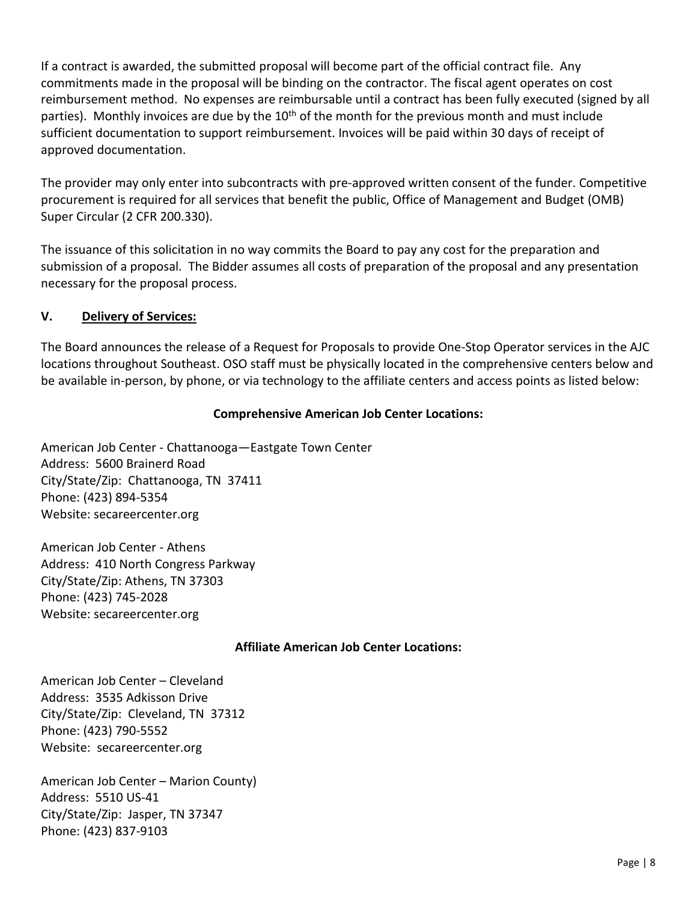If a contract is awarded, the submitted proposal will become part of the official contract file. Any commitments made in the proposal will be binding on the contractor. The fiscal agent operates on cost reimbursement method. No expenses are reimbursable until a contract has been fully executed (signed by all parties). Monthly invoices are due by the 10th of the month for the previous month and must include sufficient documentation to support reimbursement. Invoices will be paid within 30 days of receipt of approved documentation.

The provider may only enter into subcontracts with pre-approved written consent of the funder. Competitive procurement is required for all services that benefit the public, Office of Management and Budget (OMB) Super Circular (2 CFR 200.330).

The issuance of this solicitation in no way commits the Board to pay any cost for the preparation and submission of a proposal. The Bidder assumes all costs of preparation of the proposal and any presentation necessary for the proposal process.

## V. Delivery of Services:

The Board announces the release of a Request for Proposals to provide One-Stop Operator services in the AJC locations throughout Southeast. OSO staff must be physically located in the comprehensive centers below and be available in-person, by phone, or via technology to the affiliate centers and access points as listed below:

**Comprehensive American Job Center Locations:**

American Job Center - Chattanooga—Eastgate Town Center
Address: 5600 Brainerd Road
City/State/Zip: Chattanooga, TN 37411
Phone: (423) 894-5354
Website: secareercenter.org

American Job Center - Athens
Address: 410 North Congress Parkway
City/State/Zip: Athens, TN 37303
Phone: (423) 745-2028
Website: secareercenter.org

**Affiliate American Job Center Locations:**

American Job Center – Cleveland
Address: 3535 Adkisson Drive
City/State/Zip: Cleveland, TN 37312
Phone: (423) 790-5552
Website: secareercenter.org

American Job Center – Marion County)
Address: 5510 US-41
City/State/Zip: Jasper, TN 37347
Phone: (423) 837-9103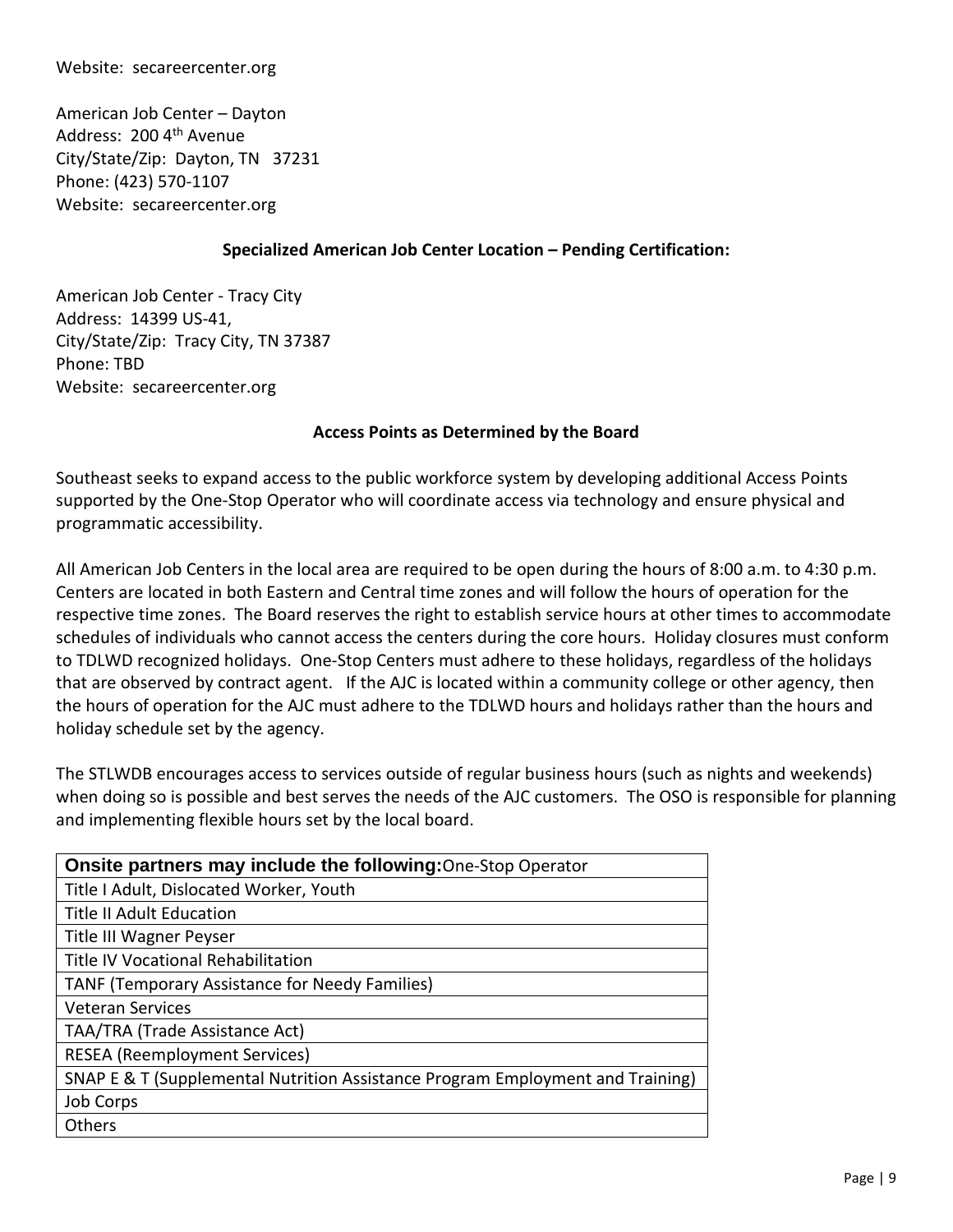Website: secareercenter.org

American Job Center – Dayton
Address: 200 4th Avenue
City/State/Zip: Dayton, TN 37231
Phone: (423) 570-1107
Website: secareercenter.org

**Specialized American Job Center Location – Pending Certification:**

American Job Center - Tracy City
Address: 14399 US-41,
City/State/Zip: Tracy City, TN 37387
Phone: TBD
Website: secareercenter.org

**Access Points as Determined by the Board**

Southeast seeks to expand access to the public workforce system by developing additional Access Points supported by the One-Stop Operator who will coordinate access via technology and ensure physical and programmatic accessibility.

All American Job Centers in the local area are required to be open during the hours of 8:00 a.m. to 4:30 p.m. Centers are located in both Eastern and Central time zones and will follow the hours of operation for the respective time zones. The Board reserves the right to establish service hours at other times to accommodate schedules of individuals who cannot access the centers during the core hours. Holiday closures must conform to TDLWD recognized holidays. One-Stop Centers must adhere to these holidays, regardless of the holidays that are observed by contract agent. If the AJC is located within a community college or other agency, then the hours of operation for the AJC must adhere to the TDLWD hours and holidays rather than the hours and holiday schedule set by the agency.

The STLWDB encourages access to services outside of regular business hours (such as nights and weekends) when doing so is possible and best serves the needs of the AJC customers. The OSO is responsible for planning and implementing flexible hours set by the local board.

| **Onsite partners may include the following:** One-Stop Operator |
|---|
| Title I Adult, Dislocated Worker, Youth |
| Title II Adult Education |
| Title III Wagner Peyser |
| Title IV Vocational Rehabilitation |
| TANF (Temporary Assistance for Needy Families) |
| Veteran Services |
| TAA/TRA (Trade Assistance Act) |
| RESEA (Reemployment Services) |
| SNAP E & T (Supplemental Nutrition Assistance Program Employment and Training) |
| Job Corps |
| Others |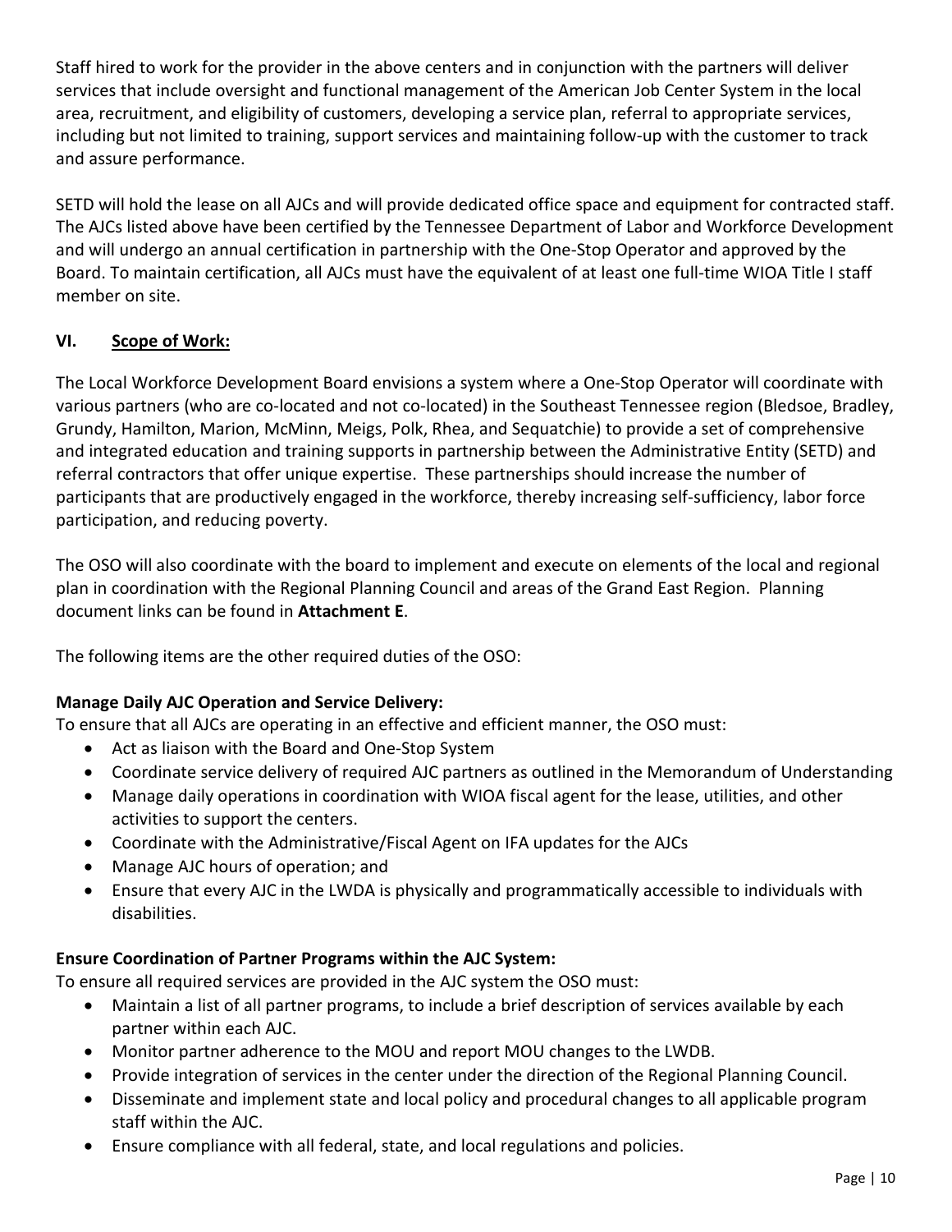Staff hired to work for the provider in the above centers and in conjunction with the partners will deliver services that include oversight and functional management of the American Job Center System in the local area, recruitment, and eligibility of customers, developing a service plan, referral to appropriate services, including but not limited to training, support services and maintaining follow-up with the customer to track and assure performance.

SETD will hold the lease on all AJCs and will provide dedicated office space and equipment for contracted staff. The AJCs listed above have been certified by the Tennessee Department of Labor and Workforce Development and will undergo an annual certification in partnership with the One-Stop Operator and approved by the Board. To maintain certification, all AJCs must have the equivalent of at least one full-time WIOA Title I staff member on site.

## VI. Scope of Work:

The Local Workforce Development Board envisions a system where a One-Stop Operator will coordinate with various partners (who are co-located and not co-located) in the Southeast Tennessee region (Bledsoe, Bradley, Grundy, Hamilton, Marion, McMinn, Meigs, Polk, Rhea, and Sequatchie) to provide a set of comprehensive and integrated education and training supports in partnership between the Administrative Entity (SETD) and referral contractors that offer unique expertise. These partnerships should increase the number of participants that are productively engaged in the workforce, thereby increasing self-sufficiency, labor force participation, and reducing poverty.

The OSO will also coordinate with the board to implement and execute on elements of the local and regional plan in coordination with the Regional Planning Council and areas of the Grand East Region. Planning document links can be found in **Attachment E**.

The following items are the other required duties of the OSO:

**Manage Daily AJC Operation and Service Delivery:**
To ensure that all AJCs are operating in an effective and efficient manner, the OSO must:

- Act as liaison with the Board and One-Stop System
- Coordinate service delivery of required AJC partners as outlined in the Memorandum of Understanding
- Manage daily operations in coordination with WIOA fiscal agent for the lease, utilities, and other activities to support the centers.
- Coordinate with the Administrative/Fiscal Agent on IFA updates for the AJCs
- Manage AJC hours of operation; and
- Ensure that every AJC in the LWDA is physically and programmatically accessible to individuals with disabilities.

**Ensure Coordination of Partner Programs within the AJC System:**
To ensure all required services are provided in the AJC system the OSO must:

- Maintain a list of all partner programs, to include a brief description of services available by each partner within each AJC.
- Monitor partner adherence to the MOU and report MOU changes to the LWDB.
- Provide integration of services in the center under the direction of the Regional Planning Council.
- Disseminate and implement state and local policy and procedural changes to all applicable program staff within the AJC.
- Ensure compliance with all federal, state, and local regulations and policies.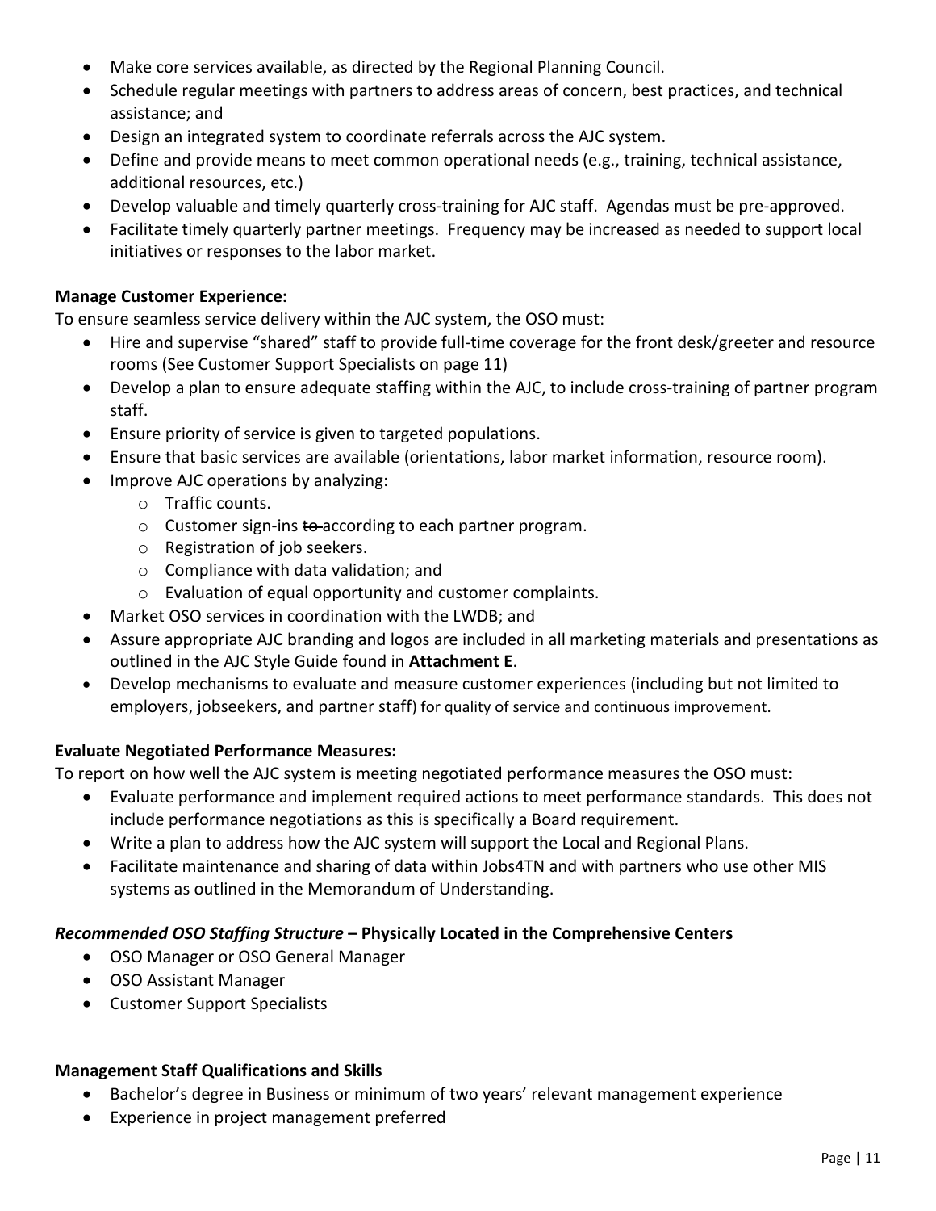- Make core services available, as directed by the Regional Planning Council.
- Schedule regular meetings with partners to address areas of concern, best practices, and technical assistance; and
- Design an integrated system to coordinate referrals across the AJC system.
- Define and provide means to meet common operational needs (e.g., training, technical assistance, additional resources, etc.)
- Develop valuable and timely quarterly cross-training for AJC staff. Agendas must be pre-approved.
- Facilitate timely quarterly partner meetings. Frequency may be increased as needed to support local initiatives or responses to the labor market.

**Manage Customer Experience:**
To ensure seamless service delivery within the AJC system, the OSO must:

- Hire and supervise "shared" staff to provide full-time coverage for the front desk/greeter and resource rooms (See Customer Support Specialists on page 11)
- Develop a plan to ensure adequate staffing within the AJC, to include cross-training of partner program staff.
- Ensure priority of service is given to targeted populations.
- Ensure that basic services are available (orientations, labor market information, resource room).
- Improve AJC operations by analyzing:
  - Traffic counts.
  - Customer sign-ins ~~to~~ according to each partner program.
  - Registration of job seekers.
  - Compliance with data validation; and
  - Evaluation of equal opportunity and customer complaints.
- Market OSO services in coordination with the LWDB; and
- Assure appropriate AJC branding and logos are included in all marketing materials and presentations as outlined in the AJC Style Guide found in **Attachment E**.
- Develop mechanisms to evaluate and measure customer experiences (including but not limited to employers, jobseekers, and partner staff) for quality of service and continuous improvement.

**Evaluate Negotiated Performance Measures:**
To report on how well the AJC system is meeting negotiated performance measures the OSO must:

- Evaluate performance and implement required actions to meet performance standards. This does not include performance negotiations as this is specifically a Board requirement.
- Write a plan to address how the AJC system will support the Local and Regional Plans.
- Facilitate maintenance and sharing of data within Jobs4TN and with partners who use other MIS systems as outlined in the Memorandum of Understanding.

***Recommended OSO Staffing Structure* – Physically Located in the Comprehensive Centers**

- OSO Manager or OSO General Manager
- OSO Assistant Manager
- Customer Support Specialists

**Management Staff Qualifications and Skills**

- Bachelor's degree in Business or minimum of two years' relevant management experience
- Experience in project management preferred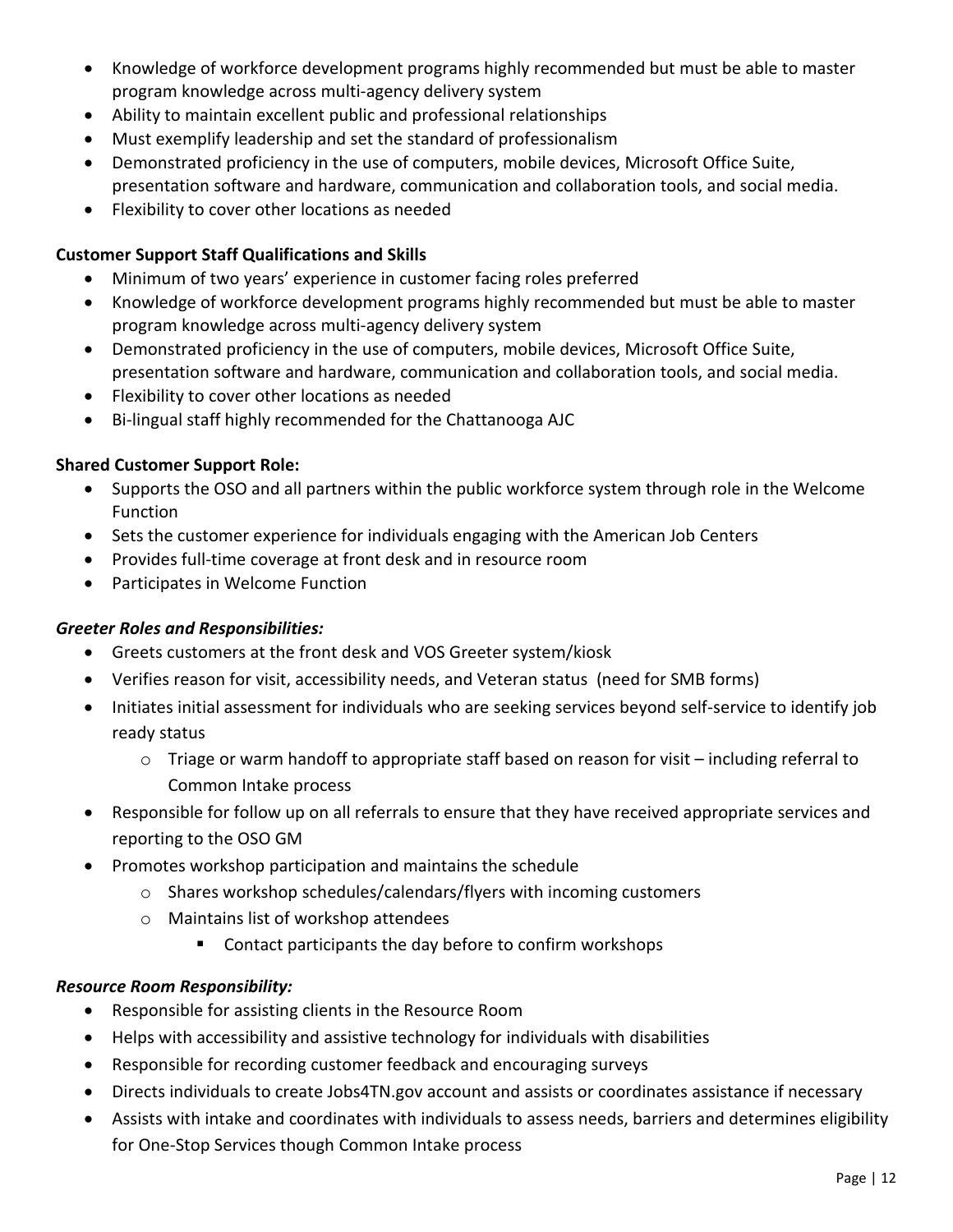- Knowledge of workforce development programs highly recommended but must be able to master program knowledge across multi-agency delivery system
- Ability to maintain excellent public and professional relationships
- Must exemplify leadership and set the standard of professionalism
- Demonstrated proficiency in the use of computers, mobile devices, Microsoft Office Suite, presentation software and hardware, communication and collaboration tools, and social media.
- Flexibility to cover other locations as needed

**Customer Support Staff Qualifications and Skills**

- Minimum of two years' experience in customer facing roles preferred
- Knowledge of workforce development programs highly recommended but must be able to master program knowledge across multi-agency delivery system
- Demonstrated proficiency in the use of computers, mobile devices, Microsoft Office Suite, presentation software and hardware, communication and collaboration tools, and social media.
- Flexibility to cover other locations as needed
- Bi-lingual staff highly recommended for the Chattanooga AJC

**Shared Customer Support Role:**

- Supports the OSO and all partners within the public workforce system through role in the Welcome Function
- Sets the customer experience for individuals engaging with the American Job Centers
- Provides full-time coverage at front desk and in resource room
- Participates in Welcome Function

***Greeter Roles and Responsibilities:***

- Greets customers at the front desk and VOS Greeter system/kiosk
- Verifies reason for visit, accessibility needs, and Veteran status (need for SMB forms)
- Initiates initial assessment for individuals who are seeking services beyond self-service to identify job ready status
  - Triage or warm handoff to appropriate staff based on reason for visit – including referral to Common Intake process
- Responsible for follow up on all referrals to ensure that they have received appropriate services and reporting to the OSO GM
- Promotes workshop participation and maintains the schedule
  - Shares workshop schedules/calendars/flyers with incoming customers
  - Maintains list of workshop attendees
    - Contact participants the day before to confirm workshops

***Resource Room Responsibility:***

- Responsible for assisting clients in the Resource Room
- Helps with accessibility and assistive technology for individuals with disabilities
- Responsible for recording customer feedback and encouraging surveys
- Directs individuals to create Jobs4TN.gov account and assists or coordinates assistance if necessary
- Assists with intake and coordinates with individuals to assess needs, barriers and determines eligibility for One-Stop Services though Common Intake process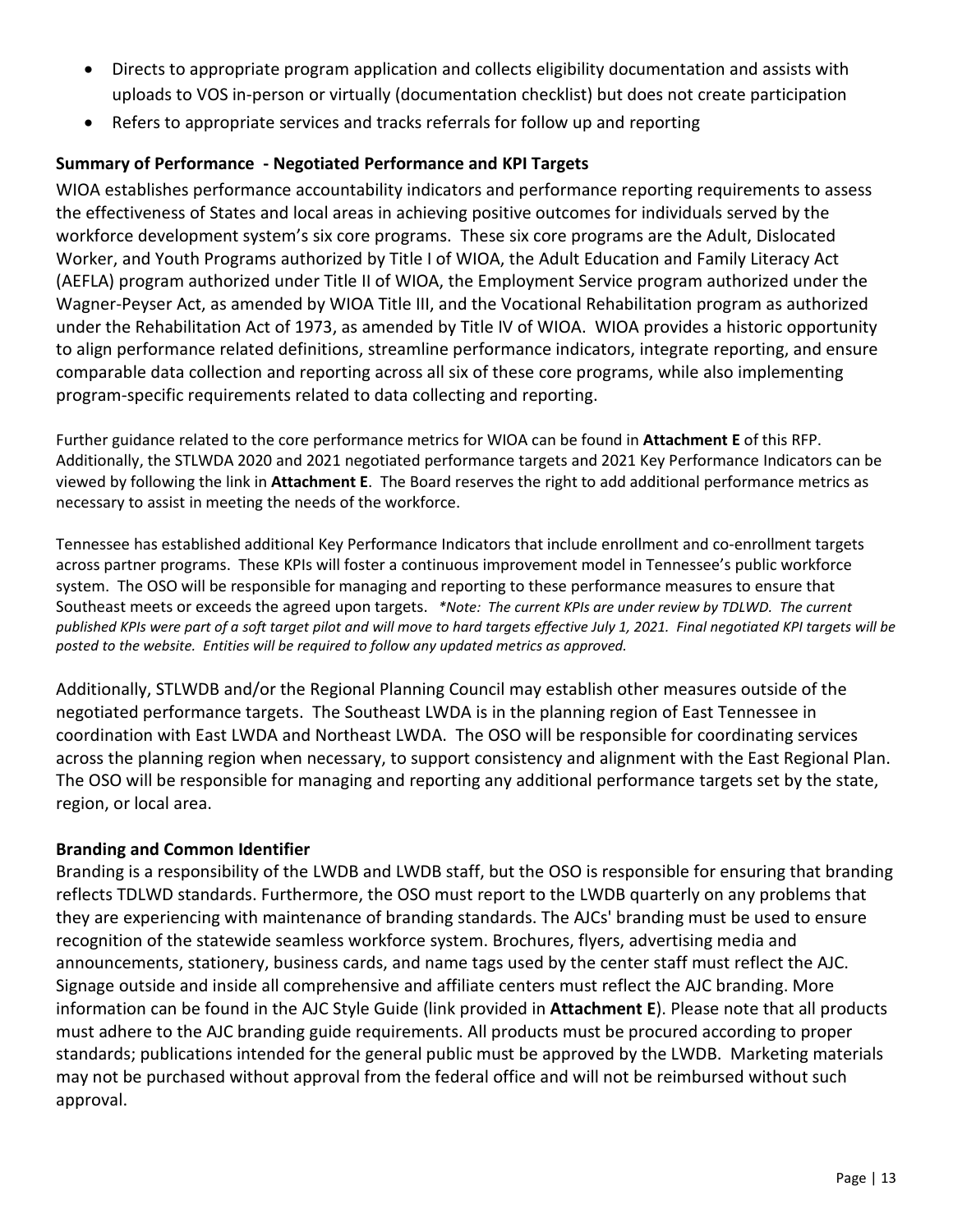- Directs to appropriate program application and collects eligibility documentation and assists with uploads to VOS in-person or virtually (documentation checklist) but does not create participation
- Refers to appropriate services and tracks referrals for follow up and reporting

**Summary of Performance - Negotiated Performance and KPI Targets**

WIOA establishes performance accountability indicators and performance reporting requirements to assess the effectiveness of States and local areas in achieving positive outcomes for individuals served by the workforce development system's six core programs. These six core programs are the Adult, Dislocated Worker, and Youth Programs authorized by Title I of WIOA, the Adult Education and Family Literacy Act (AEFLA) program authorized under Title II of WIOA, the Employment Service program authorized under the Wagner-Peyser Act, as amended by WIOA Title III, and the Vocational Rehabilitation program as authorized under the Rehabilitation Act of 1973, as amended by Title IV of WIOA. WIOA provides a historic opportunity to align performance related definitions, streamline performance indicators, integrate reporting, and ensure comparable data collection and reporting across all six of these core programs, while also implementing program-specific requirements related to data collecting and reporting.

Further guidance related to the core performance metrics for WIOA can be found in **Attachment E** of this RFP. Additionally, the STLWDA 2020 and 2021 negotiated performance targets and 2021 Key Performance Indicators can be viewed by following the link in **Attachment E**. The Board reserves the right to add additional performance metrics as necessary to assist in meeting the needs of the workforce.

Tennessee has established additional Key Performance Indicators that include enrollment and co-enrollment targets across partner programs. These KPIs will foster a continuous improvement model in Tennessee's public workforce system. The OSO will be responsible for managing and reporting to these performance measures to ensure that Southeast meets or exceeds the agreed upon targets. *\*Note: The current KPIs are under review by TDLWD. The current published KPIs were part of a soft target pilot and will move to hard targets effective July 1, 2021. Final negotiated KPI targets will be posted to the website. Entities will be required to follow any updated metrics as approved.*

Additionally, STLWDB and/or the Regional Planning Council may establish other measures outside of the negotiated performance targets. The Southeast LWDA is in the planning region of East Tennessee in coordination with East LWDA and Northeast LWDA. The OSO will be responsible for coordinating services across the planning region when necessary, to support consistency and alignment with the East Regional Plan. The OSO will be responsible for managing and reporting any additional performance targets set by the state, region, or local area.

**Branding and Common Identifier**

Branding is a responsibility of the LWDB and LWDB staff, but the OSO is responsible for ensuring that branding reflects TDLWD standards. Furthermore, the OSO must report to the LWDB quarterly on any problems that they are experiencing with maintenance of branding standards. The AJCs' branding must be used to ensure recognition of the statewide seamless workforce system. Brochures, flyers, advertising media and announcements, stationery, business cards, and name tags used by the center staff must reflect the AJC. Signage outside and inside all comprehensive and affiliate centers must reflect the AJC branding. More information can be found in the AJC Style Guide (link provided in **Attachment E**). Please note that all products must adhere to the AJC branding guide requirements. All products must be procured according to proper standards; publications intended for the general public must be approved by the LWDB. Marketing materials may not be purchased without approval from the federal office and will not be reimbursed without such approval.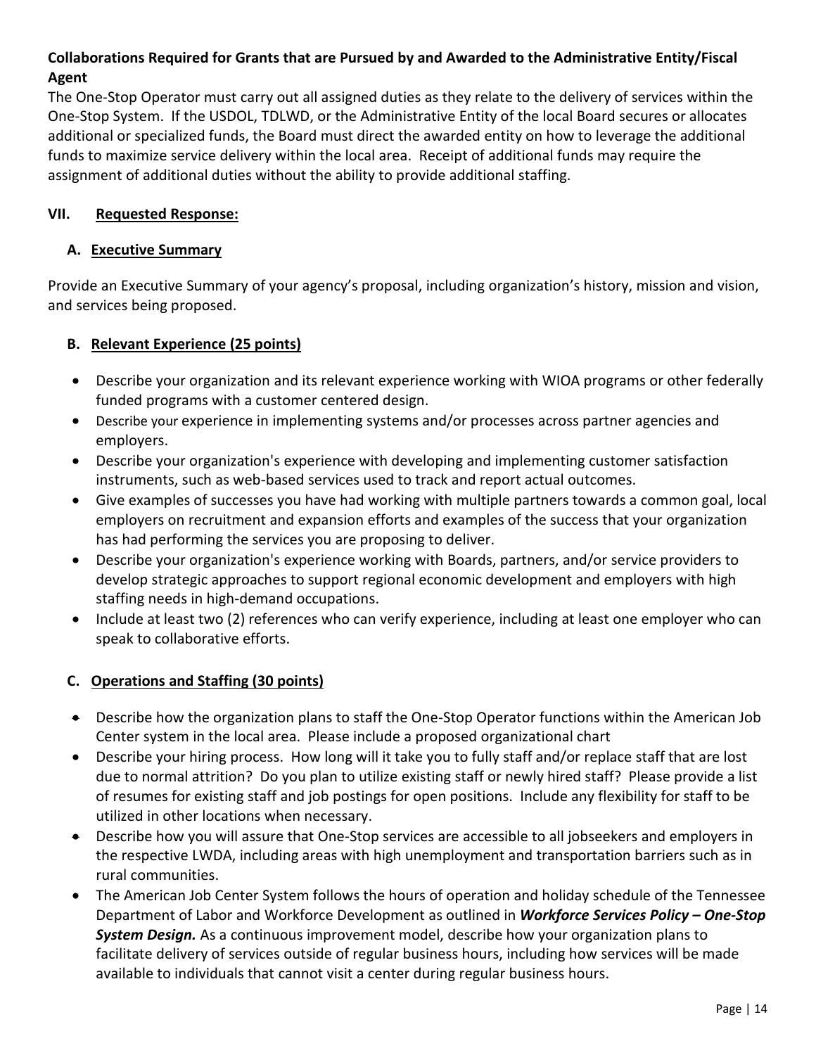**Collaborations Required for Grants that are Pursued by and Awarded to the Administrative Entity/Fiscal Agent**

The One-Stop Operator must carry out all assigned duties as they relate to the delivery of services within the One-Stop System. If the USDOL, TDLWD, or the Administrative Entity of the local Board secures or allocates additional or specialized funds, the Board must direct the awarded entity on how to leverage the additional funds to maximize service delivery within the local area. Receipt of additional funds may require the assignment of additional duties without the ability to provide additional staffing.

## VII. Requested Response:

### A. Executive Summary

Provide an Executive Summary of your agency's proposal, including organization's history, mission and vision, and services being proposed.

### B. Relevant Experience (25 points)

- Describe your organization and its relevant experience working with WIOA programs or other federally funded programs with a customer centered design.
- Describe your experience in implementing systems and/or processes across partner agencies and employers.
- Describe your organization's experience with developing and implementing customer satisfaction instruments, such as web-based services used to track and report actual outcomes.
- Give examples of successes you have had working with multiple partners towards a common goal, local employers on recruitment and expansion efforts and examples of the success that your organization has had performing the services you are proposing to deliver.
- Describe your organization's experience working with Boards, partners, and/or service providers to develop strategic approaches to support regional economic development and employers with high staffing needs in high-demand occupations.
- Include at least two (2) references who can verify experience, including at least one employer who can speak to collaborative efforts.

### C. Operations and Staffing (30 points)

- Describe how the organization plans to staff the One-Stop Operator functions within the American Job Center system in the local area. Please include a proposed organizational chart
- Describe your hiring process. How long will it take you to fully staff and/or replace staff that are lost due to normal attrition? Do you plan to utilize existing staff or newly hired staff? Please provide a list of resumes for existing staff and job postings for open positions. Include any flexibility for staff to be utilized in other locations when necessary.
- Describe how you will assure that One-Stop services are accessible to all jobseekers and employers in the respective LWDA, including areas with high unemployment and transportation barriers such as in rural communities.
- The American Job Center System follows the hours of operation and holiday schedule of the Tennessee Department of Labor and Workforce Development as outlined in ***Workforce Services Policy – One-Stop System Design.*** As a continuous improvement model, describe how your organization plans to facilitate delivery of services outside of regular business hours, including how services will be made available to individuals that cannot visit a center during regular business hours.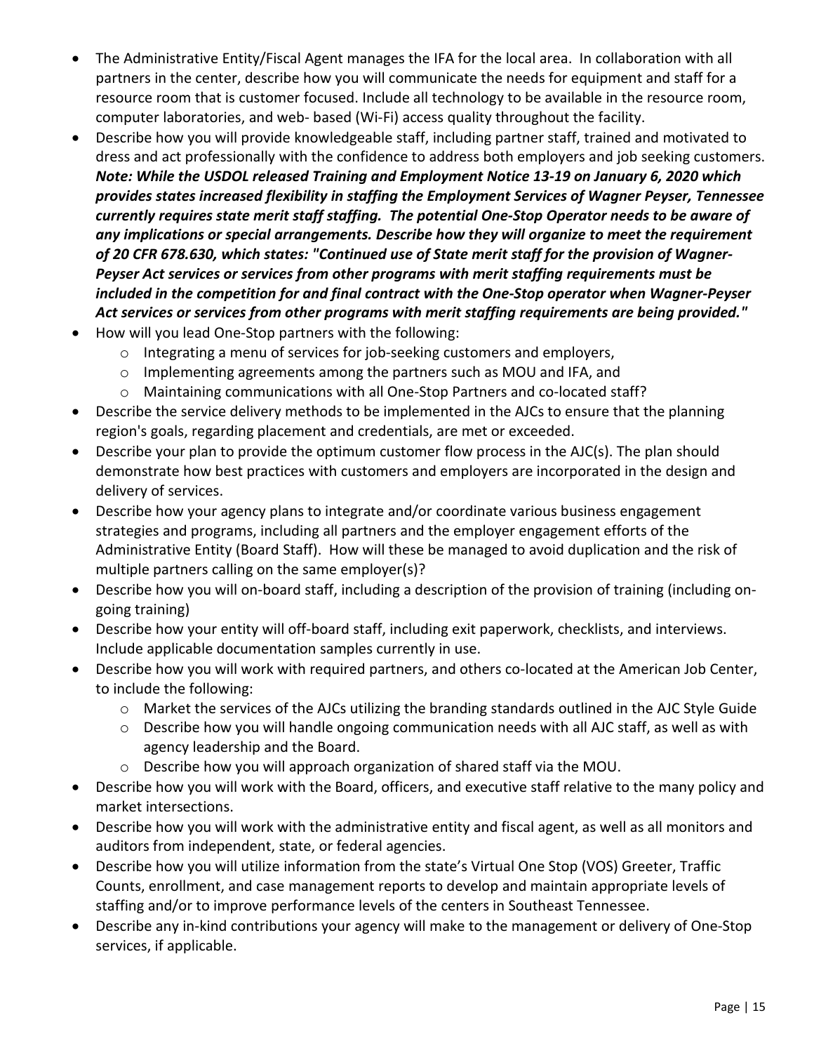- The Administrative Entity/Fiscal Agent manages the IFA for the local area. In collaboration with all partners in the center, describe how you will communicate the needs for equipment and staff for a resource room that is customer focused. Include all technology to be available in the resource room, computer laboratories, and web- based (Wi-Fi) access quality throughout the facility.
- Describe how you will provide knowledgeable staff, including partner staff, trained and motivated to dress and act professionally with the confidence to address both employers and job seeking customers. ***Note: While the USDOL released Training and Employment Notice 13-19 on January 6, 2020 which provides states increased flexibility in staffing the Employment Services of Wagner Peyser, Tennessee currently requires state merit staff staffing. The potential One-Stop Operator needs to be aware of any implications or special arrangements. Describe how they will organize to meet the requirement of 20 CFR 678.630, which states: "Continued use of State merit staff for the provision of Wagner-Peyser Act services or services from other programs with merit staffing requirements must be included in the competition for and final contract with the One-Stop operator when Wagner-Peyser Act services or services from other programs with merit staffing requirements are being provided."***
- How will you lead One-Stop partners with the following:
  - Integrating a menu of services for job-seeking customers and employers,
  - Implementing agreements among the partners such as MOU and IFA, and
  - Maintaining communications with all One-Stop Partners and co-located staff?
- Describe the service delivery methods to be implemented in the AJCs to ensure that the planning region's goals, regarding placement and credentials, are met or exceeded.
- Describe your plan to provide the optimum customer flow process in the AJC(s). The plan should demonstrate how best practices with customers and employers are incorporated in the design and delivery of services.
- Describe how your agency plans to integrate and/or coordinate various business engagement strategies and programs, including all partners and the employer engagement efforts of the Administrative Entity (Board Staff). How will these be managed to avoid duplication and the risk of multiple partners calling on the same employer(s)?
- Describe how you will on-board staff, including a description of the provision of training (including on-going training)
- Describe how your entity will off-board staff, including exit paperwork, checklists, and interviews. Include applicable documentation samples currently in use.
- Describe how you will work with required partners, and others co-located at the American Job Center, to include the following:
  - Market the services of the AJCs utilizing the branding standards outlined in the AJC Style Guide
  - Describe how you will handle ongoing communication needs with all AJC staff, as well as with agency leadership and the Board.
  - Describe how you will approach organization of shared staff via the MOU.
- Describe how you will work with the Board, officers, and executive staff relative to the many policy and market intersections.
- Describe how you will work with the administrative entity and fiscal agent, as well as all monitors and auditors from independent, state, or federal agencies.
- Describe how you will utilize information from the state's Virtual One Stop (VOS) Greeter, Traffic Counts, enrollment, and case management reports to develop and maintain appropriate levels of staffing and/or to improve performance levels of the centers in Southeast Tennessee.
- Describe any in-kind contributions your agency will make to the management or delivery of One-Stop services, if applicable.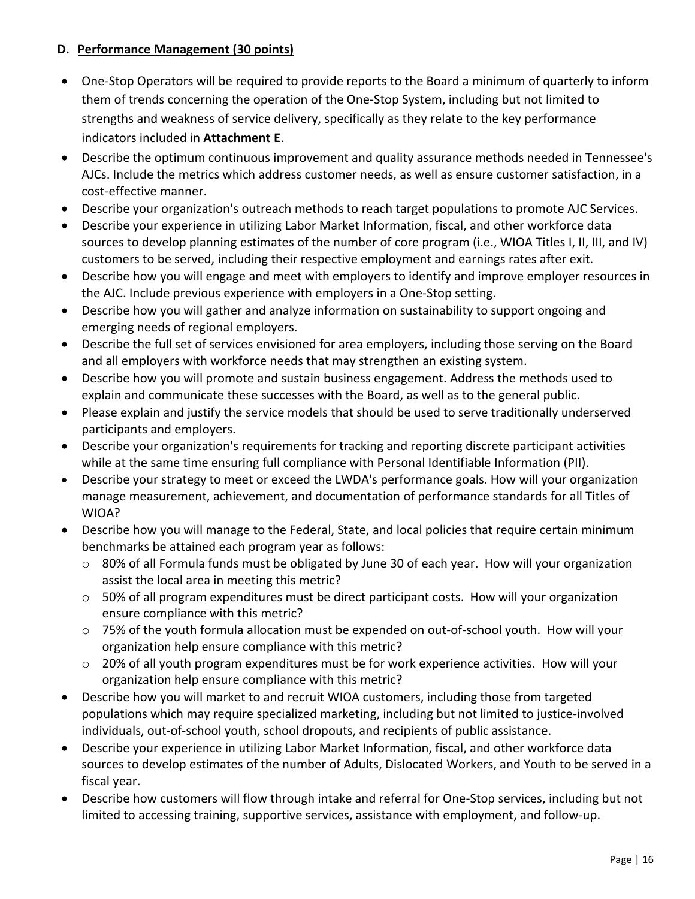### D. Performance Management (30 points)

- One-Stop Operators will be required to provide reports to the Board a minimum of quarterly to inform them of trends concerning the operation of the One-Stop System, including but not limited to strengths and weakness of service delivery, specifically as they relate to the key performance indicators included in **Attachment E**.
- Describe the optimum continuous improvement and quality assurance methods needed in Tennessee's AJCs. Include the metrics which address customer needs, as well as ensure customer satisfaction, in a cost-effective manner.
- Describe your organization's outreach methods to reach target populations to promote AJC Services.
- Describe your experience in utilizing Labor Market Information, fiscal, and other workforce data sources to develop planning estimates of the number of core program (i.e., WIOA Titles I, II, III, and IV) customers to be served, including their respective employment and earnings rates after exit.
- Describe how you will engage and meet with employers to identify and improve employer resources in the AJC. Include previous experience with employers in a One-Stop setting.
- Describe how you will gather and analyze information on sustainability to support ongoing and emerging needs of regional employers.
- Describe the full set of services envisioned for area employers, including those serving on the Board and all employers with workforce needs that may strengthen an existing system.
- Describe how you will promote and sustain business engagement. Address the methods used to explain and communicate these successes with the Board, as well as to the general public.
- Please explain and justify the service models that should be used to serve traditionally underserved participants and employers.
- Describe your organization's requirements for tracking and reporting discrete participant activities while at the same time ensuring full compliance with Personal Identifiable Information (PII).
- Describe your strategy to meet or exceed the LWDA's performance goals. How will your organization manage measurement, achievement, and documentation of performance standards for all Titles of WIOA?
- Describe how you will manage to the Federal, State, and local policies that require certain minimum benchmarks be attained each program year as follows:
  - 80% of all Formula funds must be obligated by June 30 of each year. How will your organization assist the local area in meeting this metric?
  - 50% of all program expenditures must be direct participant costs. How will your organization ensure compliance with this metric?
  - 75% of the youth formula allocation must be expended on out-of-school youth. How will your organization help ensure compliance with this metric?
  - 20% of all youth program expenditures must be for work experience activities. How will your organization help ensure compliance with this metric?
- Describe how you will market to and recruit WIOA customers, including those from targeted populations which may require specialized marketing, including but not limited to justice-involved individuals, out-of-school youth, school dropouts, and recipients of public assistance.
- Describe your experience in utilizing Labor Market Information, fiscal, and other workforce data sources to develop estimates of the number of Adults, Dislocated Workers, and Youth to be served in a fiscal year.
- Describe how customers will flow through intake and referral for One-Stop services, including but not limited to accessing training, supportive services, assistance with employment, and follow-up.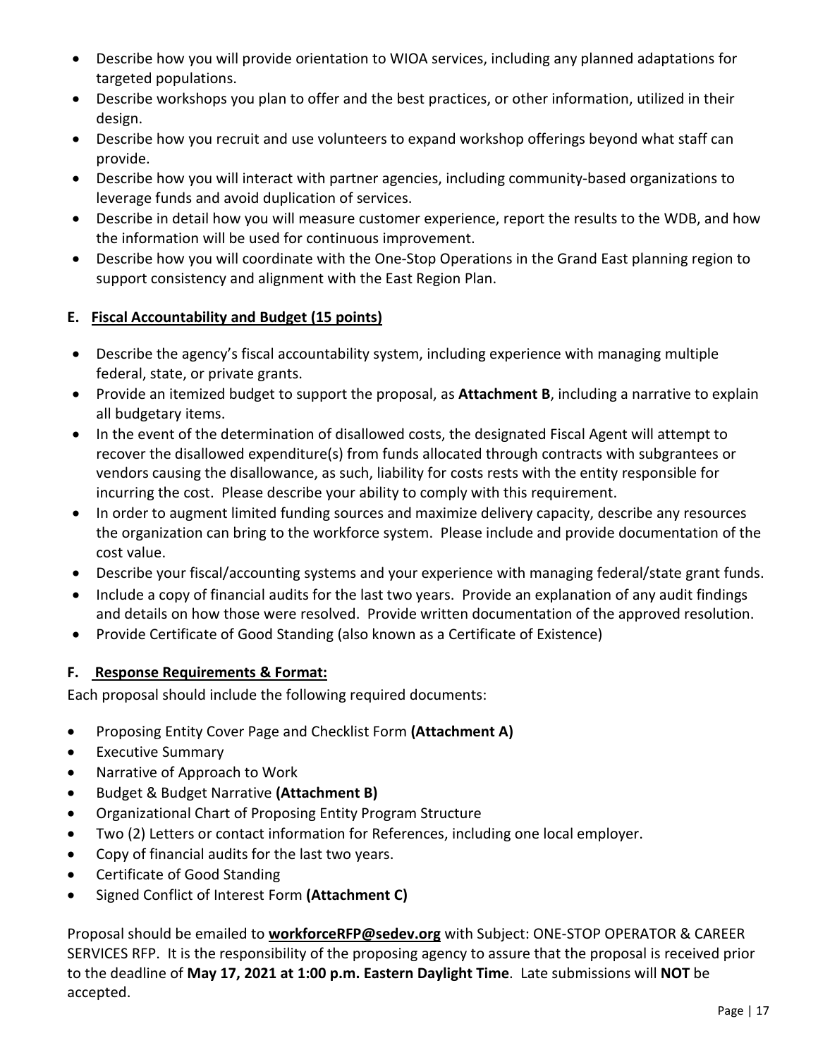- Describe how you will provide orientation to WIOA services, including any planned adaptations for targeted populations.
- Describe workshops you plan to offer and the best practices, or other information, utilized in their design.
- Describe how you recruit and use volunteers to expand workshop offerings beyond what staff can provide.
- Describe how you will interact with partner agencies, including community-based organizations to leverage funds and avoid duplication of services.
- Describe in detail how you will measure customer experience, report the results to the WDB, and how the information will be used for continuous improvement.
- Describe how you will coordinate with the One-Stop Operations in the Grand East planning region to support consistency and alignment with the East Region Plan.

## E. Fiscal Accountability and Budget (15 points)

- Describe the agency's fiscal accountability system, including experience with managing multiple federal, state, or private grants.
- Provide an itemized budget to support the proposal, as **Attachment B**, including a narrative to explain all budgetary items.
- In the event of the determination of disallowed costs, the designated Fiscal Agent will attempt to recover the disallowed expenditure(s) from funds allocated through contracts with subgrantees or vendors causing the disallowance, as such, liability for costs rests with the entity responsible for incurring the cost. Please describe your ability to comply with this requirement.
- In order to augment limited funding sources and maximize delivery capacity, describe any resources the organization can bring to the workforce system. Please include and provide documentation of the cost value.
- Describe your fiscal/accounting systems and your experience with managing federal/state grant funds.
- Include a copy of financial audits for the last two years. Provide an explanation of any audit findings and details on how those were resolved. Provide written documentation of the approved resolution.
- Provide Certificate of Good Standing (also known as a Certificate of Existence)

## F. Response Requirements & Format:

Each proposal should include the following required documents:

- Proposing Entity Cover Page and Checklist Form **(Attachment A)**
- Executive Summary
- Narrative of Approach to Work
- Budget & Budget Narrative **(Attachment B)**
- Organizational Chart of Proposing Entity Program Structure
- Two (2) Letters or contact information for References, including one local employer.
- Copy of financial audits for the last two years.
- Certificate of Good Standing
- Signed Conflict of Interest Form **(Attachment C)**

Proposal should be emailed to **workforceRFP@sedev.org** with Subject: ONE-STOP OPERATOR & CAREER SERVICES RFP. It is the responsibility of the proposing agency to assure that the proposal is received prior to the deadline of **May 17, 2021 at 1:00 p.m. Eastern Daylight Time**. Late submissions will **NOT** be accepted.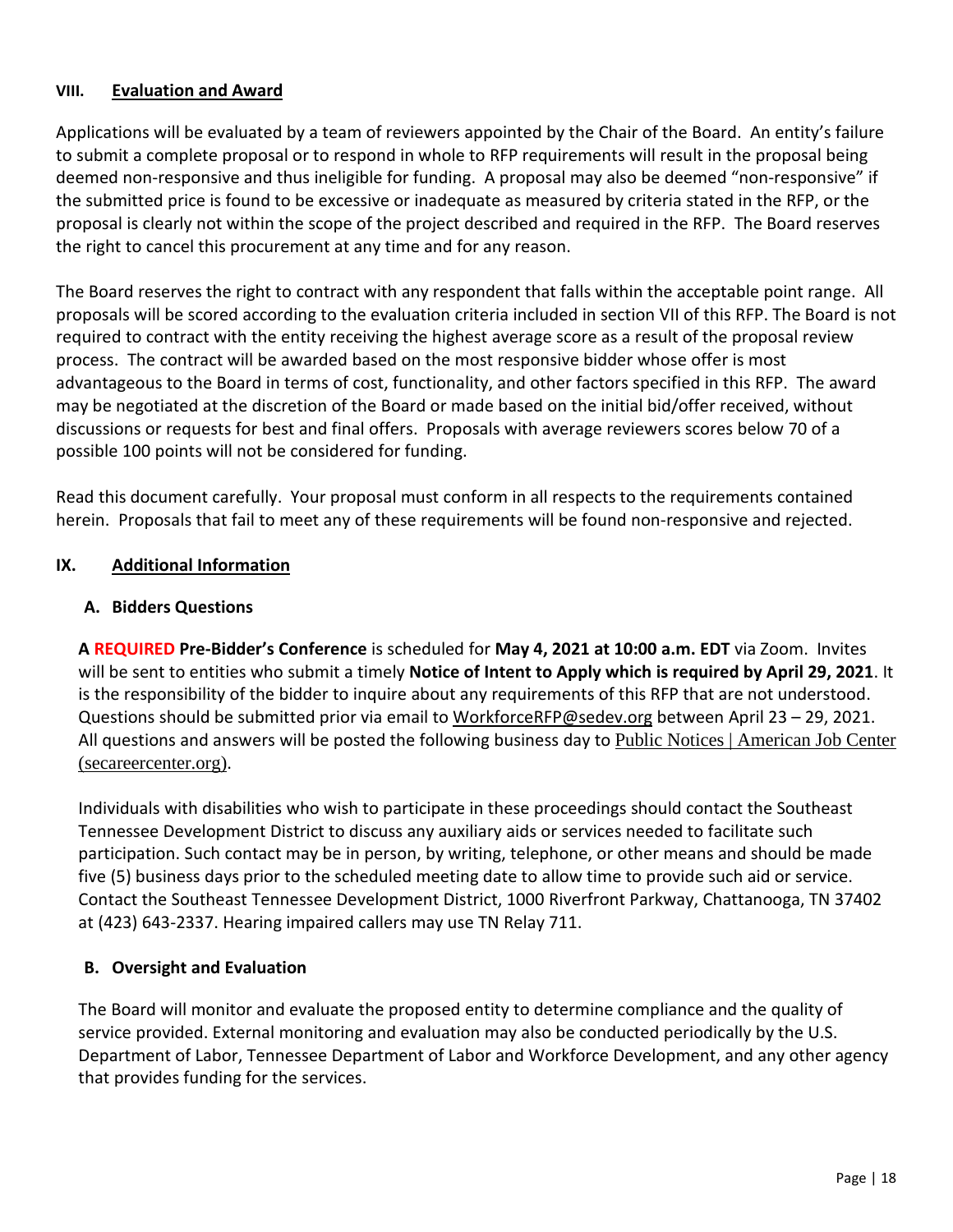## VIII. Evaluation and Award

Applications will be evaluated by a team of reviewers appointed by the Chair of the Board. An entity's failure to submit a complete proposal or to respond in whole to RFP requirements will result in the proposal being deemed non-responsive and thus ineligible for funding. A proposal may also be deemed "non-responsive" if the submitted price is found to be excessive or inadequate as measured by criteria stated in the RFP, or the proposal is clearly not within the scope of the project described and required in the RFP. The Board reserves the right to cancel this procurement at any time and for any reason.

The Board reserves the right to contract with any respondent that falls within the acceptable point range. All proposals will be scored according to the evaluation criteria included in section VII of this RFP. The Board is not required to contract with the entity receiving the highest average score as a result of the proposal review process. The contract will be awarded based on the most responsive bidder whose offer is most advantageous to the Board in terms of cost, functionality, and other factors specified in this RFP. The award may be negotiated at the discretion of the Board or made based on the initial bid/offer received, without discussions or requests for best and final offers. Proposals with average reviewers scores below 70 of a possible 100 points will not be considered for funding.

Read this document carefully. Your proposal must conform in all respects to the requirements contained herein. Proposals that fail to meet any of these requirements will be found non-responsive and rejected.

## IX. Additional Information

### A. Bidders Questions

**A REQUIRED Pre-Bidder's Conference** is scheduled for **May 4, 2021 at 10:00 a.m. EDT** via Zoom. Invites will be sent to entities who submit a timely **Notice of Intent to Apply which is required by April 29, 2021**. It is the responsibility of the bidder to inquire about any requirements of this RFP that are not understood. Questions should be submitted prior via email to WorkforceRFP@sedev.org between April 23 – 29, 2021. All questions and answers will be posted the following business day to Public Notices | American Job Center (secareercenter.org).

Individuals with disabilities who wish to participate in these proceedings should contact the Southeast Tennessee Development District to discuss any auxiliary aids or services needed to facilitate such participation. Such contact may be in person, by writing, telephone, or other means and should be made five (5) business days prior to the scheduled meeting date to allow time to provide such aid or service. Contact the Southeast Tennessee Development District, 1000 Riverfront Parkway, Chattanooga, TN 37402 at (423) 643-2337. Hearing impaired callers may use TN Relay 711.

### B. Oversight and Evaluation

The Board will monitor and evaluate the proposed entity to determine compliance and the quality of service provided. External monitoring and evaluation may also be conducted periodically by the U.S. Department of Labor, Tennessee Department of Labor and Workforce Development, and any other agency that provides funding for the services.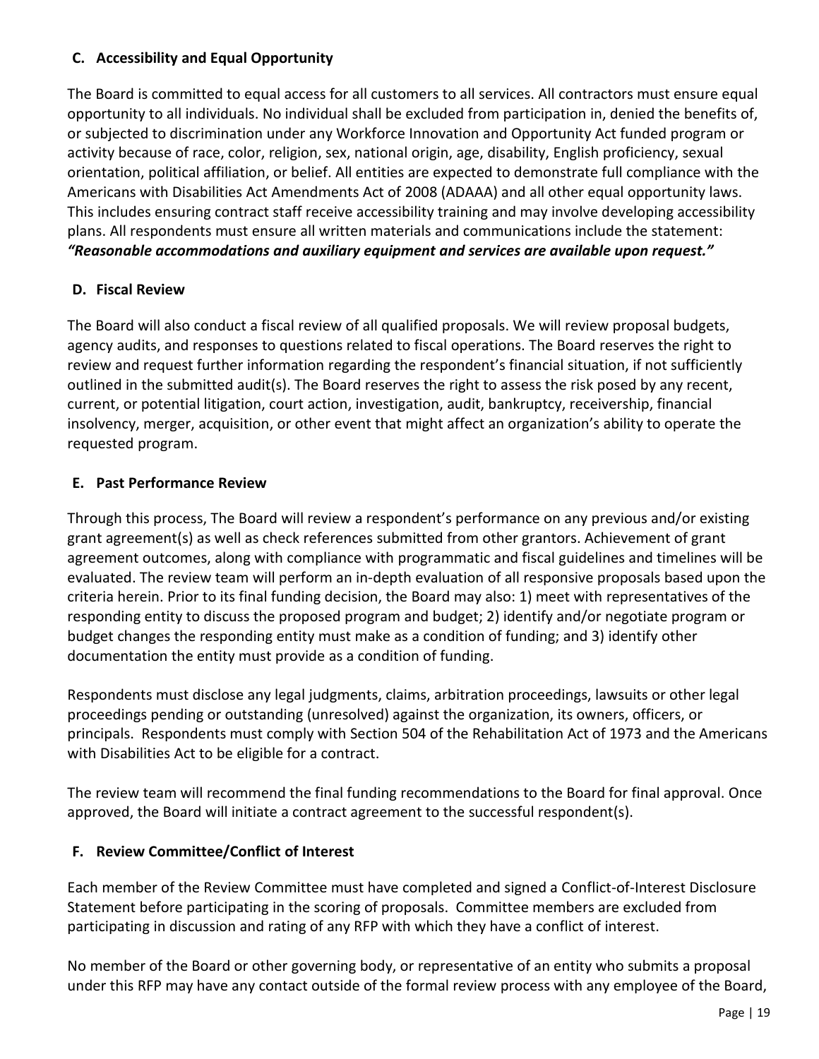**C. Accessibility and Equal Opportunity**

The Board is committed to equal access for all customers to all services. All contractors must ensure equal opportunity to all individuals. No individual shall be excluded from participation in, denied the benefits of, or subjected to discrimination under any Workforce Innovation and Opportunity Act funded program or activity because of race, color, religion, sex, national origin, age, disability, English proficiency, sexual orientation, political affiliation, or belief. All entities are expected to demonstrate full compliance with the Americans with Disabilities Act Amendments Act of 2008 (ADAAA) and all other equal opportunity laws. This includes ensuring contract staff receive accessibility training and may involve developing accessibility plans. All respondents must ensure all written materials and communications include the statement: ***"Reasonable accommodations and auxiliary equipment and services are available upon request."***

**D. Fiscal Review**

The Board will also conduct a fiscal review of all qualified proposals. We will review proposal budgets, agency audits, and responses to questions related to fiscal operations. The Board reserves the right to review and request further information regarding the respondent's financial situation, if not sufficiently outlined in the submitted audit(s). The Board reserves the right to assess the risk posed by any recent, current, or potential litigation, court action, investigation, audit, bankruptcy, receivership, financial insolvency, merger, acquisition, or other event that might affect an organization's ability to operate the requested program.

**E. Past Performance Review**

Through this process, The Board will review a respondent's performance on any previous and/or existing grant agreement(s) as well as check references submitted from other grantors. Achievement of grant agreement outcomes, along with compliance with programmatic and fiscal guidelines and timelines will be evaluated. The review team will perform an in-depth evaluation of all responsive proposals based upon the criteria herein. Prior to its final funding decision, the Board may also: 1) meet with representatives of the responding entity to discuss the proposed program and budget; 2) identify and/or negotiate program or budget changes the responding entity must make as a condition of funding; and 3) identify other documentation the entity must provide as a condition of funding.

Respondents must disclose any legal judgments, claims, arbitration proceedings, lawsuits or other legal proceedings pending or outstanding (unresolved) against the organization, its owners, officers, or principals. Respondents must comply with Section 504 of the Rehabilitation Act of 1973 and the Americans with Disabilities Act to be eligible for a contract.

The review team will recommend the final funding recommendations to the Board for final approval. Once approved, the Board will initiate a contract agreement to the successful respondent(s).

**F. Review Committee/Conflict of Interest**

Each member of the Review Committee must have completed and signed a Conflict-of-Interest Disclosure Statement before participating in the scoring of proposals. Committee members are excluded from participating in discussion and rating of any RFP with which they have a conflict of interest.

No member of the Board or other governing body, or representative of an entity who submits a proposal under this RFP may have any contact outside of the formal review process with any employee of the Board,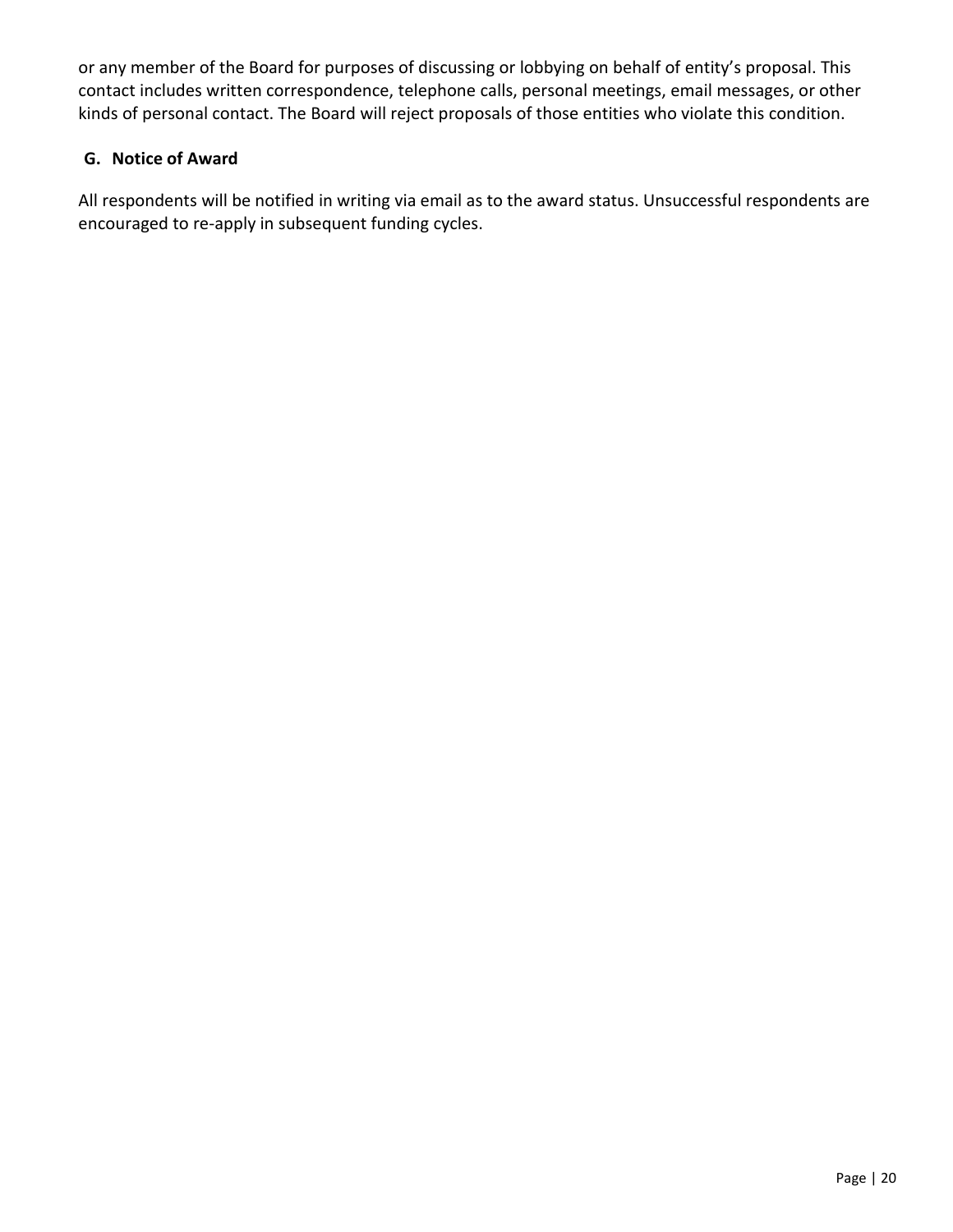or any member of the Board for purposes of discussing or lobbying on behalf of entity's proposal. This contact includes written correspondence, telephone calls, personal meetings, email messages, or other kinds of personal contact. The Board will reject proposals of those entities who violate this condition.

### G. Notice of Award

All respondents will be notified in writing via email as to the award status. Unsuccessful respondents are encouraged to re-apply in subsequent funding cycles.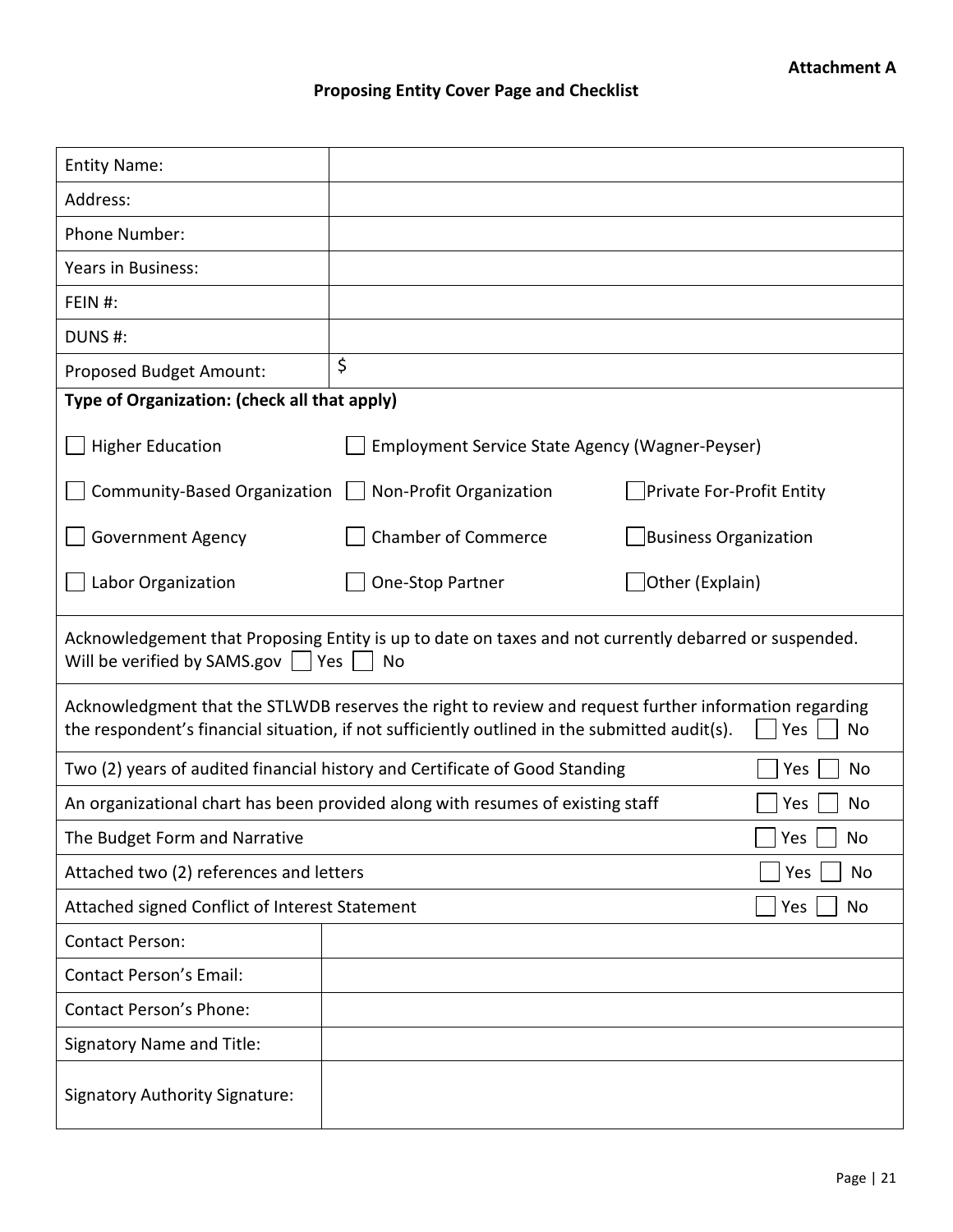**Attachment A**

## Proposing Entity Cover Page and Checklist

| | |
|---|---|
| Entity Name: | |
| Address: | |
| Phone Number: | |
| Years in Business: | |
| FEIN #: | |
| DUNS #: | |
| Proposed Budget Amount: | $ |

**Type of Organization: (check all that apply)**

| | | |
|---|---|---|
| ☐ Higher Education | ☐ Employment Service State Agency (Wagner-Peyser) | |
| ☐ Community-Based Organization | ☐ Non-Profit Organization | ☐ Private For-Profit Entity |
| ☐ Government Agency | ☐ Chamber of Commerce | ☐ Business Organization |
| ☐ Labor Organization | ☐ One-Stop Partner | ☐ Other (Explain) |

| | |
|---|---|
| Acknowledgement that Proposing Entity is up to date on taxes and not currently debarred or suspended. Will be verified by SAMS.gov | ☐ Yes ☐ No |
| Acknowledgment that the STLWDB reserves the right to review and request further information regarding the respondent's financial situation, if not sufficiently outlined in the submitted audit(s). | ☐ Yes ☐ No |
| Two (2) years of audited financial history and Certificate of Good Standing | ☐ Yes ☐ No |
| An organizational chart has been provided along with resumes of existing staff | ☐ Yes ☐ No |
| The Budget Form and Narrative | ☐ Yes ☐ No |
| Attached two (2) references and letters | ☐ Yes ☐ No |
| Attached signed Conflict of Interest Statement | ☐ Yes ☐ No |

| | |
|---|---|
| Contact Person: | |
| Contact Person's Email: | |
| Contact Person's Phone: | |
| Signatory Name and Title: | |
| Signatory Authority Signature: | |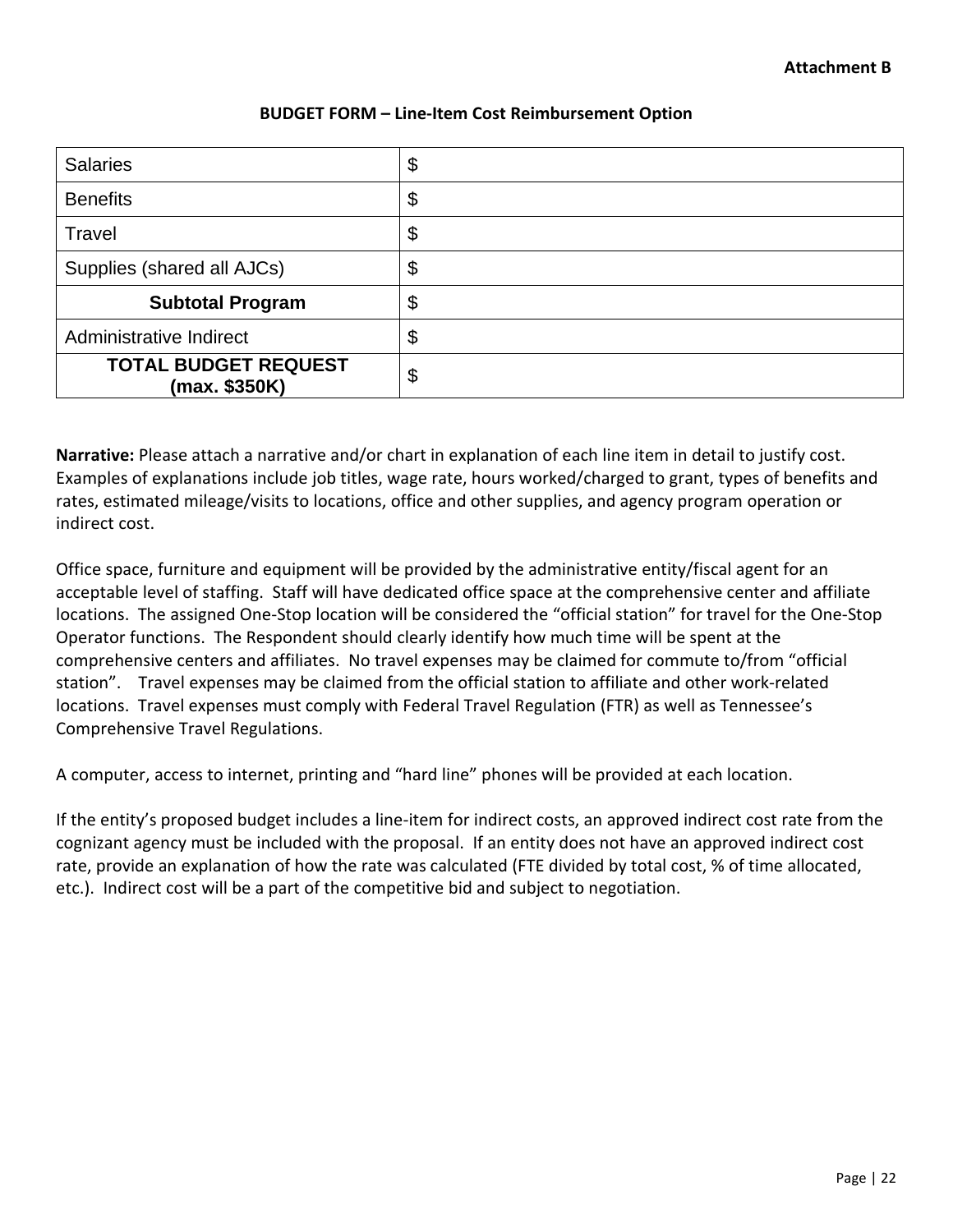**Attachment B**

**BUDGET FORM – Line-Item Cost Reimbursement Option**

| | |
|---|---|
| Salaries | $ |
| Benefits | $ |
| Travel | $ |
| Supplies (shared all AJCs) | $ |
| **Subtotal Program** | $ |
| Administrative Indirect | $ |
| **TOTAL BUDGET REQUEST (max. $350K)** | $ |

**Narrative:** Please attach a narrative and/or chart in explanation of each line item in detail to justify cost. Examples of explanations include job titles, wage rate, hours worked/charged to grant, types of benefits and rates, estimated mileage/visits to locations, office and other supplies, and agency program operation or indirect cost.

Office space, furniture and equipment will be provided by the administrative entity/fiscal agent for an acceptable level of staffing. Staff will have dedicated office space at the comprehensive center and affiliate locations. The assigned One-Stop location will be considered the "official station" for travel for the One-Stop Operator functions. The Respondent should clearly identify how much time will be spent at the comprehensive centers and affiliates. No travel expenses may be claimed for commute to/from "official station". Travel expenses may be claimed from the official station to affiliate and other work-related locations. Travel expenses must comply with Federal Travel Regulation (FTR) as well as Tennessee's Comprehensive Travel Regulations.

A computer, access to internet, printing and "hard line" phones will be provided at each location.

If the entity's proposed budget includes a line-item for indirect costs, an approved indirect cost rate from the cognizant agency must be included with the proposal. If an entity does not have an approved indirect cost rate, provide an explanation of how the rate was calculated (FTE divided by total cost, % of time allocated, etc.). Indirect cost will be a part of the competitive bid and subject to negotiation.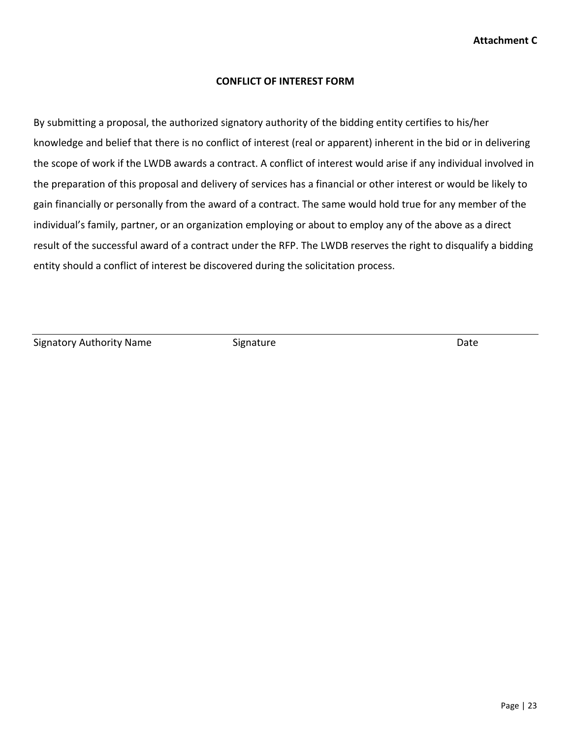**Attachment C**

## CONFLICT OF INTEREST FORM

By submitting a proposal, the authorized signatory authority of the bidding entity certifies to his/her knowledge and belief that there is no conflict of interest (real or apparent) inherent in the bid or in delivering the scope of work if the LWDB awards a contract. A conflict of interest would arise if any individual involved in the preparation of this proposal and delivery of services has a financial or other interest or would be likely to gain financially or personally from the award of a contract. The same would hold true for any member of the individual's family, partner, or an organization employing or about to employ any of the above as a direct result of the successful award of a contract under the RFP. The LWDB reserves the right to disqualify a bidding entity should a conflict of interest be discovered during the solicitation process.

\_\_\_\_\_\_\_\_\_\_\_\_\_\_\_\_\_\_\_\_\_\_\_\_\_\_\_\_\_\_\_\_\_\_\_\_\_\_\_\_\_\_\_\_\_\_\_\_\_\_\_\_\_\_\_\_\_\_\_\_\_\_\_\_\_\_\_\_\_\_\_\_

Signatory Authority Name          Signature          Date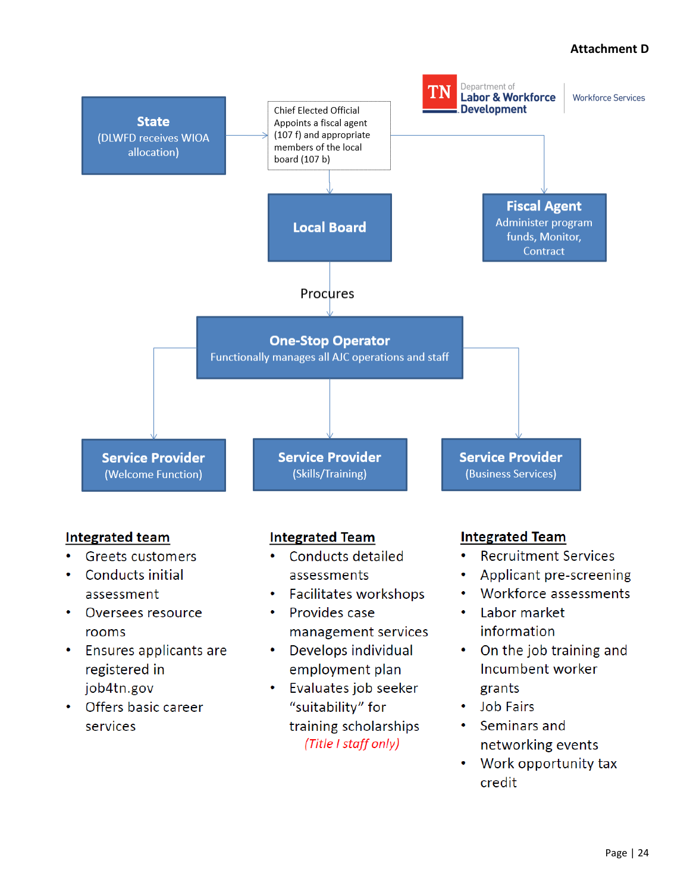**Attachment D**

Department of Labor & Workforce Development | Workforce Services

**State** (DLWFD receives WIOA allocation)

Chief Elected Official Appoints a fiscal agent (107 f) and appropriate members of the local board (107 b)

**Local Board**

**Fiscal Agent** Administer program funds, Monitor, Contract

Procures

**One-Stop Operator** Functionally manages all AJC operations and staff

**Service Provider** (Welcome Function)

**Service Provider** (Skills/Training)

**Service Provider** (Business Services)

**<u>Integrated team</u>**

- Greets customers
- Conducts initial assessment
- Oversees resource rooms
- Ensures applicants are registered in job4tn.gov
- Offers basic career services

**<u>Integrated Team</u>**

- Conducts detailed assessments
- Facilitates workshops
- Provides case management services
- Develops individual employment plan
- Evaluates job seeker "suitability" for training scholarships *(Title I staff only)*

**<u>Integrated Team</u>**

- Recruitment Services
- Applicant pre-screening
- Workforce assessments
- Labor market information
- On the job training and Incumbent worker grants
- Job Fairs
- Seminars and networking events
- Work opportunity tax credit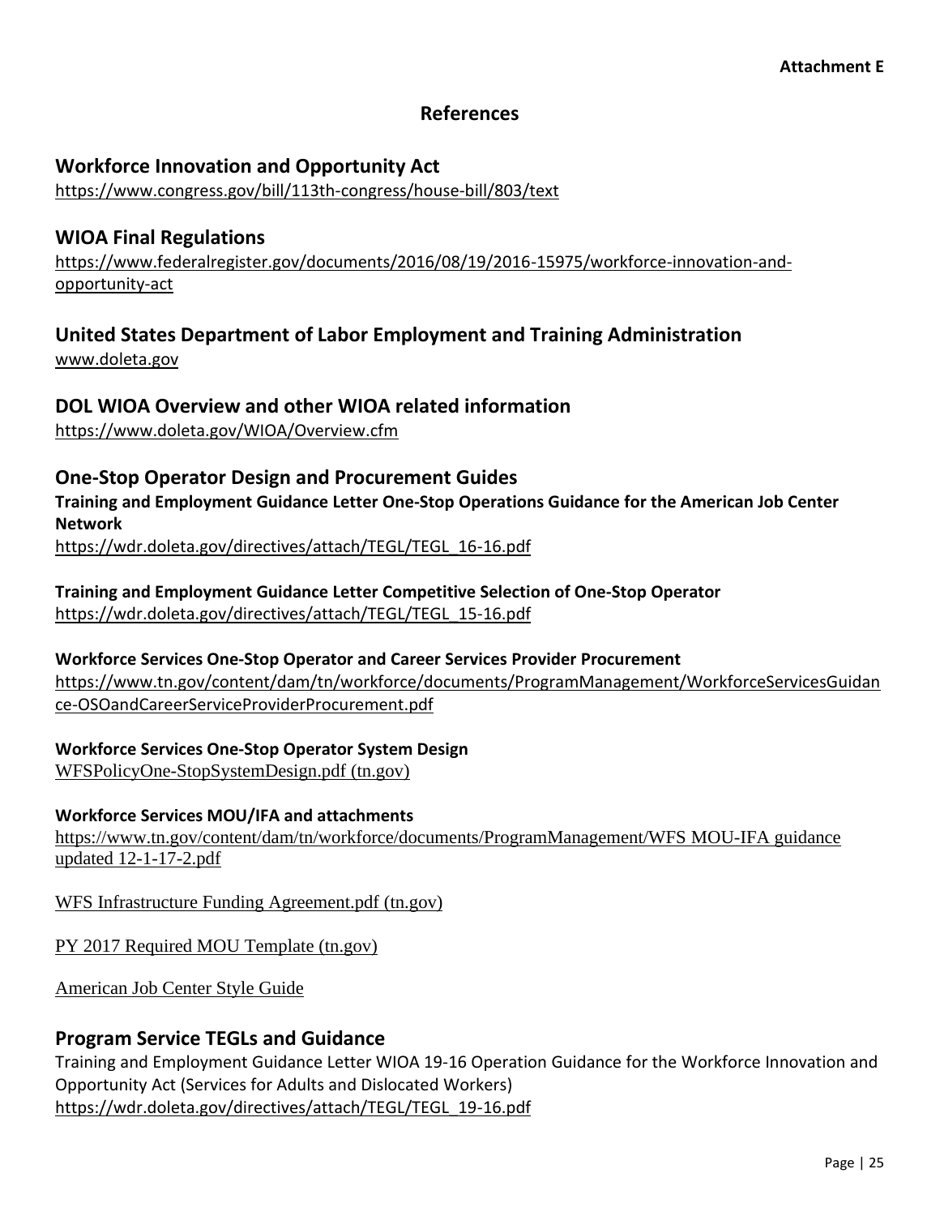Attachment E

# References

## Workforce Innovation and Opportunity Act

https://www.congress.gov/bill/113th-congress/house-bill/803/text

## WIOA Final Regulations

https://www.federalregister.gov/documents/2016/08/19/2016-15975/workforce-innovation-and-opportunity-act

## United States Department of Labor Employment and Training Administration

www.doleta.gov

## DOL WIOA Overview and other WIOA related information

https://www.doleta.gov/WIOA/Overview.cfm

## One-Stop Operator Design and Procurement Guides

**Training and Employment Guidance Letter One-Stop Operations Guidance for the American Job Center Network**

https://wdr.doleta.gov/directives/attach/TEGL/TEGL_16-16.pdf

**Training and Employment Guidance Letter Competitive Selection of One-Stop Operator**

https://wdr.doleta.gov/directives/attach/TEGL/TEGL_15-16.pdf

**Workforce Services One-Stop Operator and Career Services Provider Procurement**

https://www.tn.gov/content/dam/tn/workforce/documents/ProgramManagement/WorkforceServicesGuidance-OSOandCareerServiceProviderProcurement.pdf

**Workforce Services One-Stop Operator System Design**

WFSPolicyOne-StopSystemDesign.pdf (tn.gov)

**Workforce Services MOU/IFA and attachments**

https://www.tn.gov/content/dam/tn/workforce/documents/ProgramManagement/WFS MOU-IFA guidance updated 12-1-17-2.pdf

WFS Infrastructure Funding Agreement.pdf (tn.gov)

PY 2017 Required MOU Template (tn.gov)

American Job Center Style Guide

## Program Service TEGLs and Guidance

Training and Employment Guidance Letter WIOA 19-16 Operation Guidance for the Workforce Innovation and Opportunity Act (Services for Adults and Dislocated Workers)

https://wdr.doleta.gov/directives/attach/TEGL/TEGL_19-16.pdf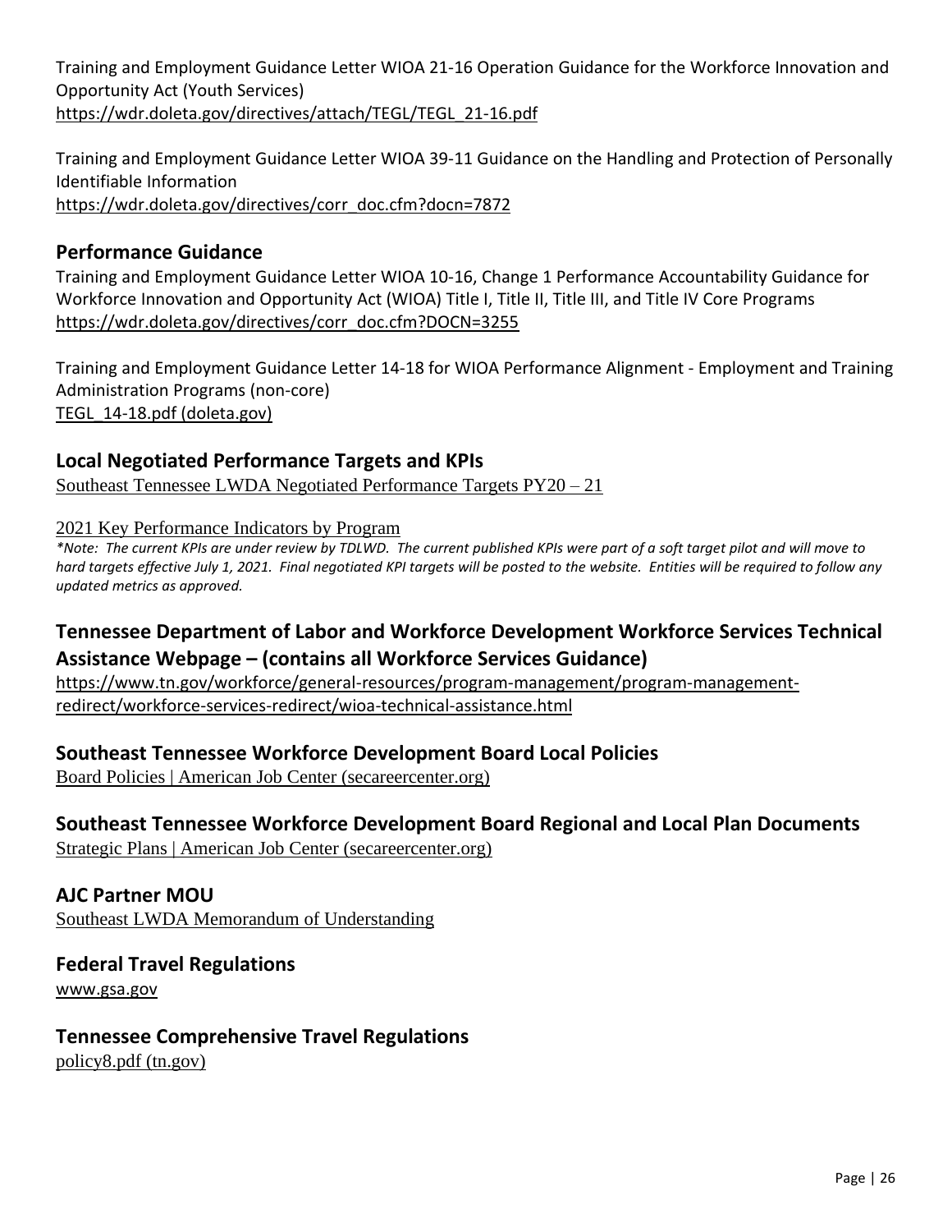Training and Employment Guidance Letter WIOA 21-16 Operation Guidance for the Workforce Innovation and Opportunity Act (Youth Services)
https://wdr.doleta.gov/directives/attach/TEGL/TEGL_21-16.pdf

Training and Employment Guidance Letter WIOA 39-11 Guidance on the Handling and Protection of Personally Identifiable Information
https://wdr.doleta.gov/directives/corr_doc.cfm?docn=7872

## Performance Guidance

Training and Employment Guidance Letter WIOA 10-16, Change 1 Performance Accountability Guidance for Workforce Innovation and Opportunity Act (WIOA) Title I, Title II, Title III, and Title IV Core Programs
https://wdr.doleta.gov/directives/corr_doc.cfm?DOCN=3255

Training and Employment Guidance Letter 14-18 for WIOA Performance Alignment - Employment and Training Administration Programs (non-core)
TEGL_14-18.pdf (doleta.gov)

## Local Negotiated Performance Targets and KPIs

Southeast Tennessee LWDA Negotiated Performance Targets PY20 – 21

2021 Key Performance Indicators by Program

*\*Note: The current KPIs are under review by TDLWD. The current published KPIs were part of a soft target pilot and will move to hard targets effective July 1, 2021. Final negotiated KPI targets will be posted to the website. Entities will be required to follow any updated metrics as approved.*

## Tennessee Department of Labor and Workforce Development Workforce Services Technical Assistance Webpage – (contains all Workforce Services Guidance)

https://www.tn.gov/workforce/general-resources/program-management/program-management-redirect/workforce-services-redirect/wioa-technical-assistance.html

## Southeast Tennessee Workforce Development Board Local Policies

Board Policies | American Job Center (secareercenter.org)

## Southeast Tennessee Workforce Development Board Regional and Local Plan Documents

Strategic Plans | American Job Center (secareercenter.org)

## AJC Partner MOU

Southeast LWDA Memorandum of Understanding

## Federal Travel Regulations

www.gsa.gov

## Tennessee Comprehensive Travel Regulations

policy8.pdf (tn.gov)